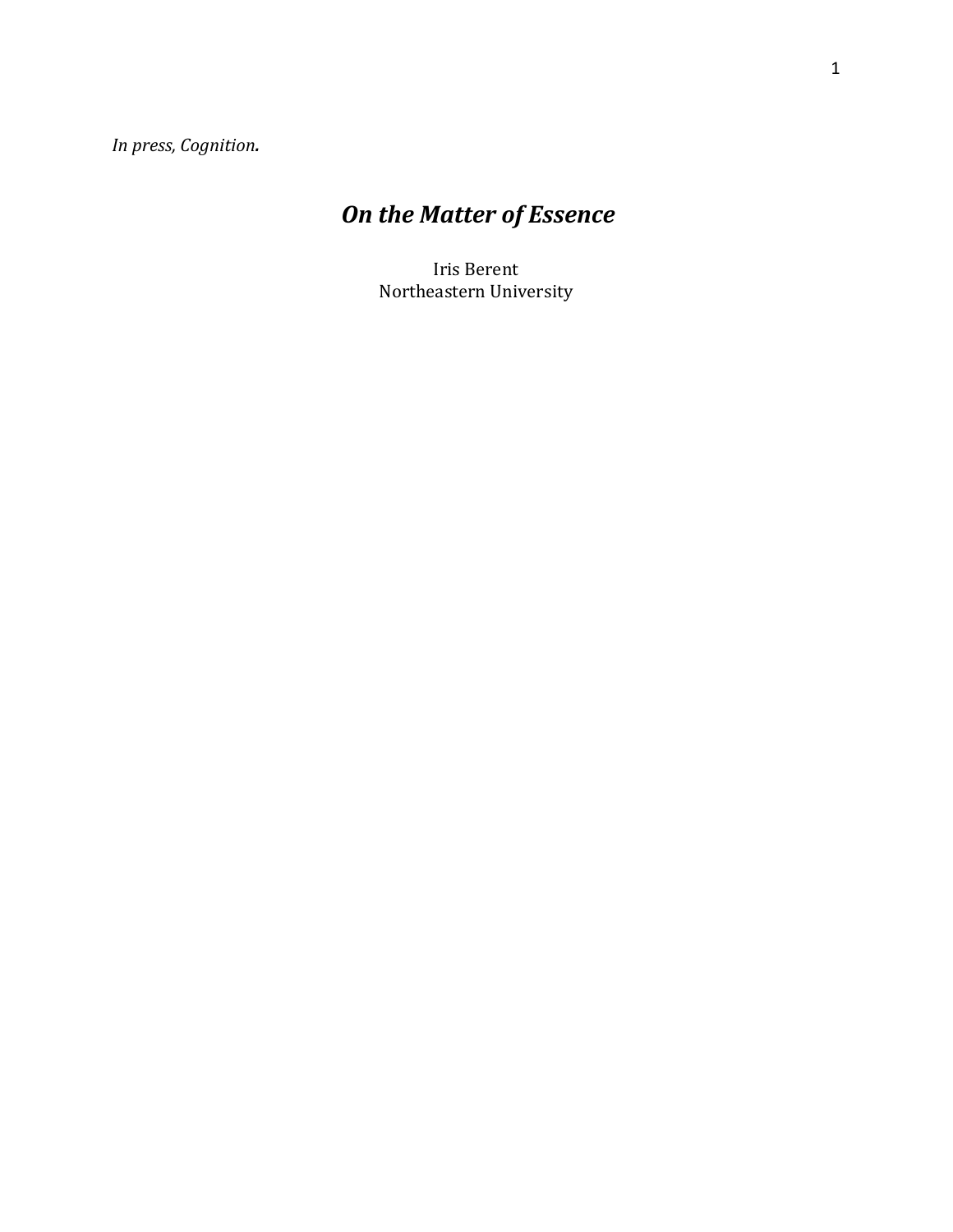*In press, Cognition.*

# *On the Matter of Essence*

Iris Berent
Northeastern University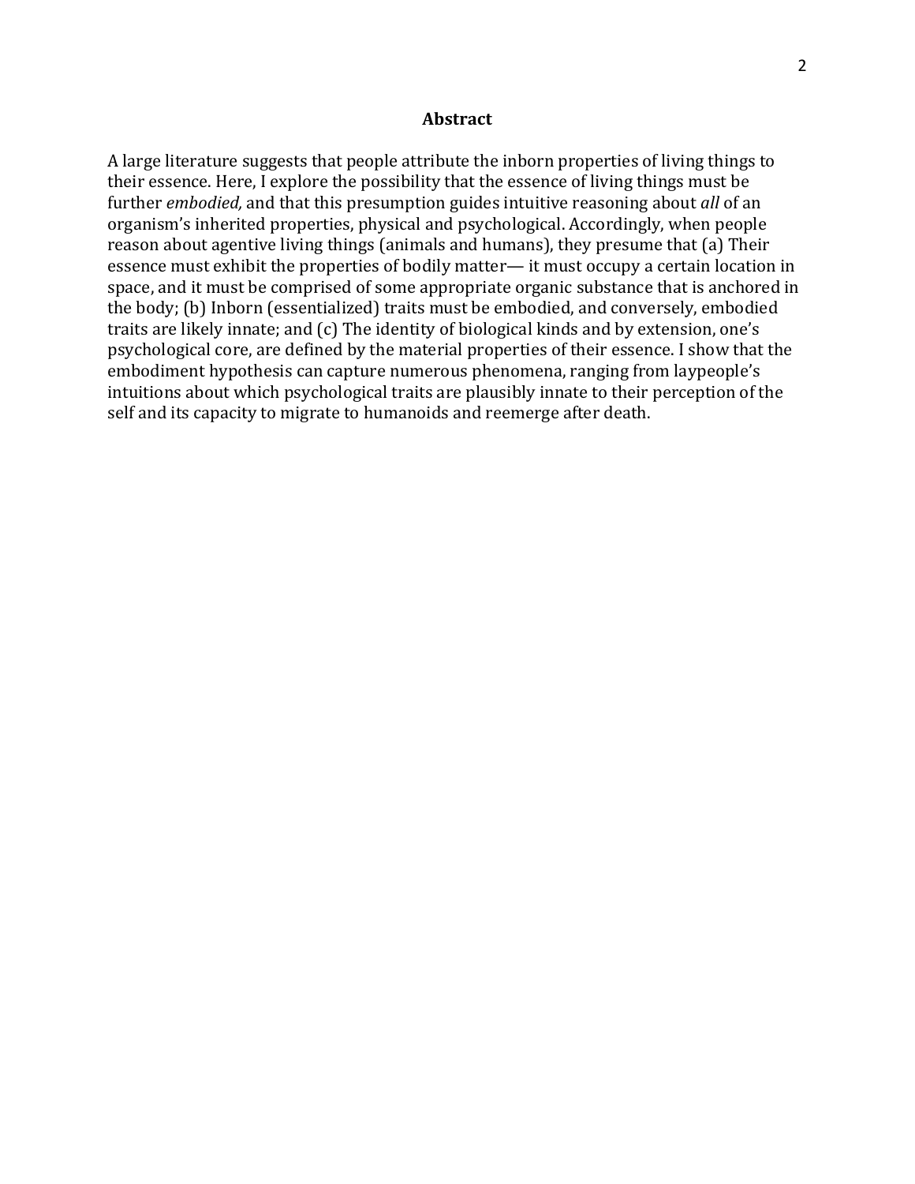## Abstract

A large literature suggests that people attribute the inborn properties of living things to their essence. Here, I explore the possibility that the essence of living things must be further *embodied,* and that this presumption guides intuitive reasoning about *all* of an organism's inherited properties, physical and psychological. Accordingly, when people reason about agentive living things (animals and humans), they presume that (a) Their essence must exhibit the properties of bodily matter— it must occupy a certain location in space, and it must be comprised of some appropriate organic substance that is anchored in the body; (b) Inborn (essentialized) traits must be embodied, and conversely, embodied traits are likely innate; and (c) The identity of biological kinds and by extension, one's psychological core, are defined by the material properties of their essence. I show that the embodiment hypothesis can capture numerous phenomena, ranging from laypeople's intuitions about which psychological traits are plausibly innate to their perception of the self and its capacity to migrate to humanoids and reemerge after death.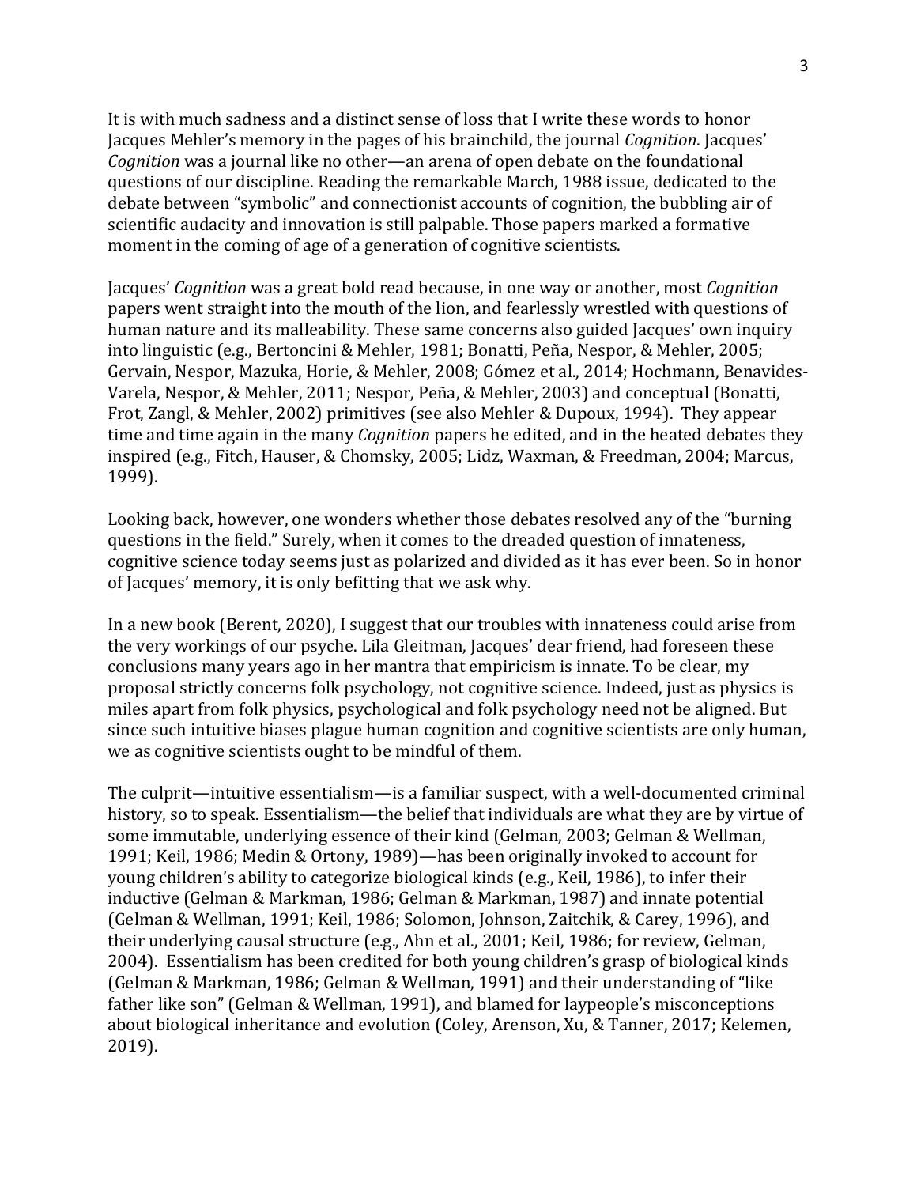It is with much sadness and a distinct sense of loss that I write these words to honor Jacques Mehler's memory in the pages of his brainchild, the journal *Cognition*. Jacques' *Cognition* was a journal like no other—an arena of open debate on the foundational questions of our discipline. Reading the remarkable March, 1988 issue, dedicated to the debate between "symbolic" and connectionist accounts of cognition, the bubbling air of scientific audacity and innovation is still palpable. Those papers marked a formative moment in the coming of age of a generation of cognitive scientists.

Jacques' *Cognition* was a great bold read because, in one way or another, most *Cognition* papers went straight into the mouth of the lion, and fearlessly wrestled with questions of human nature and its malleability. These same concerns also guided Jacques' own inquiry into linguistic (e.g., Bertoncini & Mehler, 1981; Bonatti, Peña, Nespor, & Mehler, 2005; Gervain, Nespor, Mazuka, Horie, & Mehler, 2008; Gómez et al., 2014; Hochmann, Benavides-Varela, Nespor, & Mehler, 2011; Nespor, Peña, & Mehler, 2003) and conceptual (Bonatti, Frot, Zangl, & Mehler, 2002) primitives (see also Mehler & Dupoux, 1994). They appear time and time again in the many *Cognition* papers he edited, and in the heated debates they inspired (e.g., Fitch, Hauser, & Chomsky, 2005; Lidz, Waxman, & Freedman, 2004; Marcus, 1999).

Looking back, however, one wonders whether those debates resolved any of the "burning questions in the field." Surely, when it comes to the dreaded question of innateness, cognitive science today seems just as polarized and divided as it has ever been. So in honor of Jacques' memory, it is only befitting that we ask why.

In a new book (Berent, 2020), I suggest that our troubles with innateness could arise from the very workings of our psyche. Lila Gleitman, Jacques' dear friend, had foreseen these conclusions many years ago in her mantra that empiricism is innate. To be clear, my proposal strictly concerns folk psychology, not cognitive science. Indeed, just as physics is miles apart from folk physics, psychological and folk psychology need not be aligned. But since such intuitive biases plague human cognition and cognitive scientists are only human, we as cognitive scientists ought to be mindful of them.

The culprit—intuitive essentialism—is a familiar suspect, with a well-documented criminal history, so to speak. Essentialism—the belief that individuals are what they are by virtue of some immutable, underlying essence of their kind (Gelman, 2003; Gelman & Wellman, 1991; Keil, 1986; Medin & Ortony, 1989)—has been originally invoked to account for young children's ability to categorize biological kinds (e.g., Keil, 1986), to infer their inductive (Gelman & Markman, 1986; Gelman & Markman, 1987) and innate potential (Gelman & Wellman, 1991; Keil, 1986; Solomon, Johnson, Zaitchik, & Carey, 1996), and their underlying causal structure (e.g., Ahn et al., 2001; Keil, 1986; for review, Gelman, 2004). Essentialism has been credited for both young children's grasp of biological kinds (Gelman & Markman, 1986; Gelman & Wellman, 1991) and their understanding of "like father like son" (Gelman & Wellman, 1991), and blamed for laypeople's misconceptions about biological inheritance and evolution (Coley, Arenson, Xu, & Tanner, 2017; Kelemen, 2019).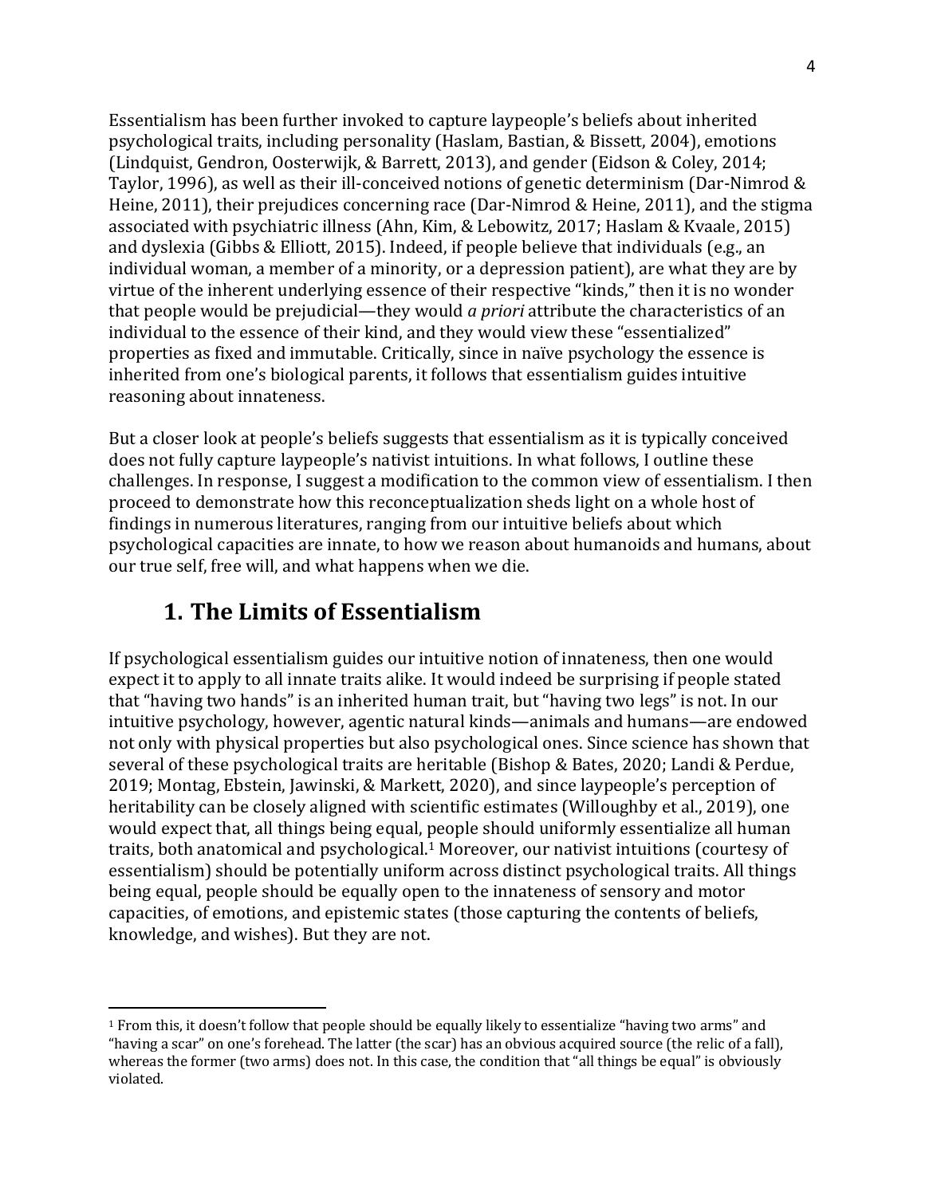Essentialism has been further invoked to capture laypeople's beliefs about inherited psychological traits, including personality (Haslam, Bastian, & Bissett, 2004), emotions (Lindquist, Gendron, Oosterwijk, & Barrett, 2013), and gender (Eidson & Coley, 2014; Taylor, 1996), as well as their ill-conceived notions of genetic determinism (Dar-Nimrod & Heine, 2011), their prejudices concerning race (Dar-Nimrod & Heine, 2011), and the stigma associated with psychiatric illness (Ahn, Kim, & Lebowitz, 2017; Haslam & Kvaale, 2015) and dyslexia (Gibbs & Elliott, 2015). Indeed, if people believe that individuals (e.g., an individual woman, a member of a minority, or a depression patient), are what they are by virtue of the inherent underlying essence of their respective "kinds," then it is no wonder that people would be prejudicial—they would *a priori* attribute the characteristics of an individual to the essence of their kind, and they would view these "essentialized" properties as fixed and immutable. Critically, since in naïve psychology the essence is inherited from one's biological parents, it follows that essentialism guides intuitive reasoning about innateness.

But a closer look at people's beliefs suggests that essentialism as it is typically conceived does not fully capture laypeople's nativist intuitions. In what follows, I outline these challenges. In response, I suggest a modification to the common view of essentialism. I then proceed to demonstrate how this reconceptualization sheds light on a whole host of findings in numerous literatures, ranging from our intuitive beliefs about which psychological capacities are innate, to how we reason about humanoids and humans, about our true self, free will, and what happens when we die.

## 1. The Limits of Essentialism

If psychological essentialism guides our intuitive notion of innateness, then one would expect it to apply to all innate traits alike. It would indeed be surprising if people stated that "having two hands" is an inherited human trait, but "having two legs" is not. In our intuitive psychology, however, agentic natural kinds—animals and humans—are endowed not only with physical properties but also psychological ones. Since science has shown that several of these psychological traits are heritable (Bishop & Bates, 2020; Landi & Perdue, 2019; Montag, Ebstein, Jawinski, & Markett, 2020), and since laypeople's perception of heritability can be closely aligned with scientific estimates (Willoughby et al., 2019), one would expect that, all things being equal, people should uniformly essentialize all human traits, both anatomical and psychological.[1] Moreover, our nativist intuitions (courtesy of essentialism) should be potentially uniform across distinct psychological traits. All things being equal, people should be equally open to the innateness of sensory and motor capacities, of emotions, and epistemic states (those capturing the contents of beliefs, knowledge, and wishes). But they are not.

[1] From this, it doesn't follow that people should be equally likely to essentialize "having two arms" and "having a scar" on one's forehead. The latter (the scar) has an obvious acquired source (the relic of a fall), whereas the former (two arms) does not. In this case, the condition that "all things be equal" is obviously violated.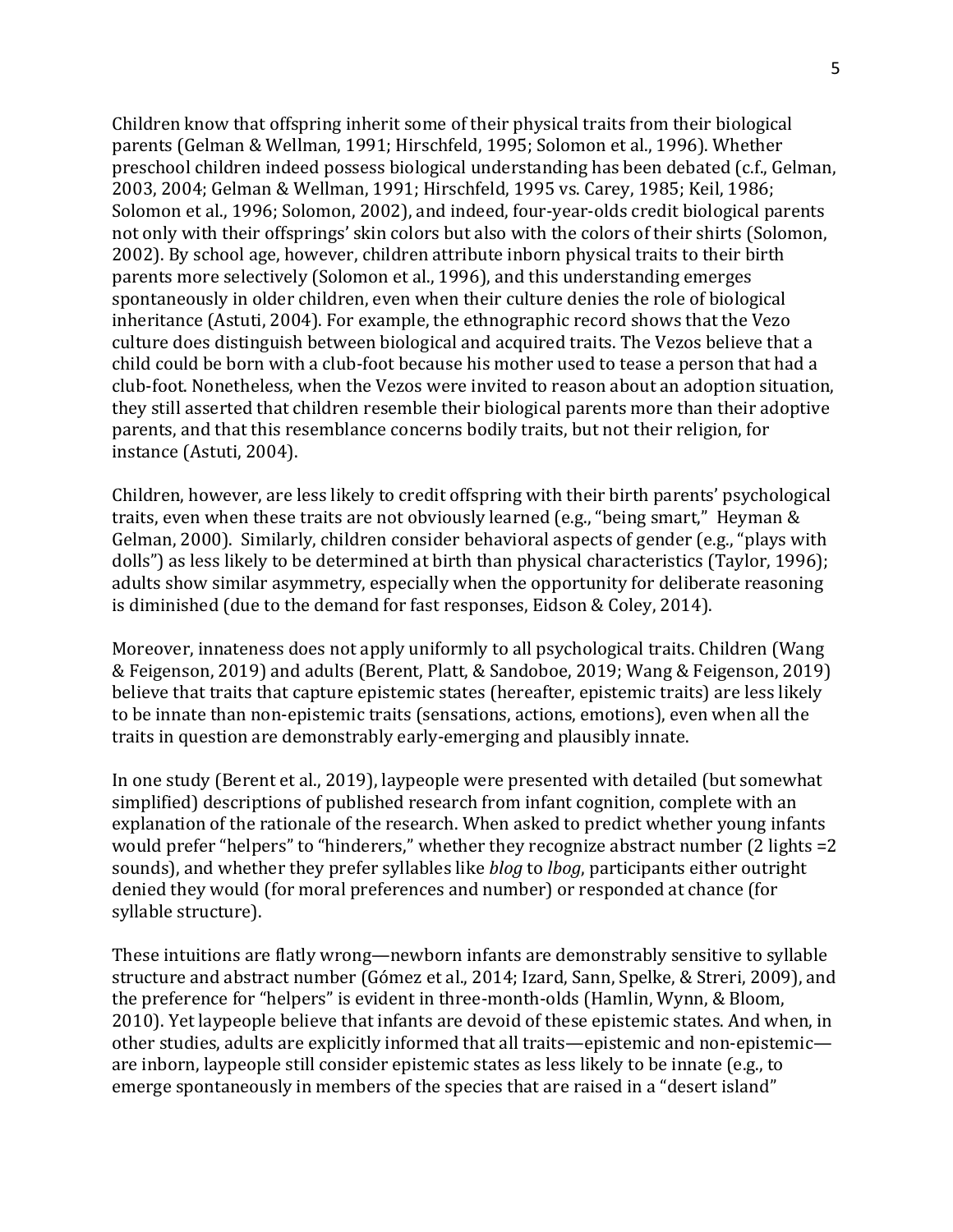Children know that offspring inherit some of their physical traits from their biological parents (Gelman & Wellman, 1991; Hirschfeld, 1995; Solomon et al., 1996). Whether preschool children indeed possess biological understanding has been debated (c.f., Gelman, 2003, 2004; Gelman & Wellman, 1991; Hirschfeld, 1995 vs. Carey, 1985; Keil, 1986; Solomon et al., 1996; Solomon, 2002), and indeed, four-year-olds credit biological parents not only with their offsprings' skin colors but also with the colors of their shirts (Solomon, 2002). By school age, however, children attribute inborn physical traits to their birth parents more selectively (Solomon et al., 1996), and this understanding emerges spontaneously in older children, even when their culture denies the role of biological inheritance (Astuti, 2004). For example, the ethnographic record shows that the Vezo culture does distinguish between biological and acquired traits. The Vezos believe that a child could be born with a club-foot because his mother used to tease a person that had a club-foot. Nonetheless, when the Vezos were invited to reason about an adoption situation, they still asserted that children resemble their biological parents more than their adoptive parents, and that this resemblance concerns bodily traits, but not their religion, for instance (Astuti, 2004).

Children, however, are less likely to credit offspring with their birth parents' psychological traits, even when these traits are not obviously learned (e.g., "being smart," Heyman & Gelman, 2000). Similarly, children consider behavioral aspects of gender (e.g., "plays with dolls") as less likely to be determined at birth than physical characteristics (Taylor, 1996); adults show similar asymmetry, especially when the opportunity for deliberate reasoning is diminished (due to the demand for fast responses, Eidson & Coley, 2014).

Moreover, innateness does not apply uniformly to all psychological traits. Children (Wang & Feigenson, 2019) and adults (Berent, Platt, & Sandoboe, 2019; Wang & Feigenson, 2019) believe that traits that capture epistemic states (hereafter, epistemic traits) are less likely to be innate than non-epistemic traits (sensations, actions, emotions), even when all the traits in question are demonstrably early-emerging and plausibly innate.

In one study (Berent et al., 2019), laypeople were presented with detailed (but somewhat simplified) descriptions of published research from infant cognition, complete with an explanation of the rationale of the research. When asked to predict whether young infants would prefer "helpers" to "hinderers," whether they recognize abstract number (2 lights =2 sounds), and whether they prefer syllables like *blog* to *lbog*, participants either outright denied they would (for moral preferences and number) or responded at chance (for syllable structure).

These intuitions are flatly wrong—newborn infants are demonstrably sensitive to syllable structure and abstract number (Gómez et al., 2014; Izard, Sann, Spelke, & Streri, 2009), and the preference for "helpers" is evident in three-month-olds (Hamlin, Wynn, & Bloom, 2010). Yet laypeople believe that infants are devoid of these epistemic states. And when, in other studies, adults are explicitly informed that all traits—epistemic and non-epistemic—are inborn, laypeople still consider epistemic states as less likely to be innate (e.g., to emerge spontaneously in members of the species that are raised in a "desert island"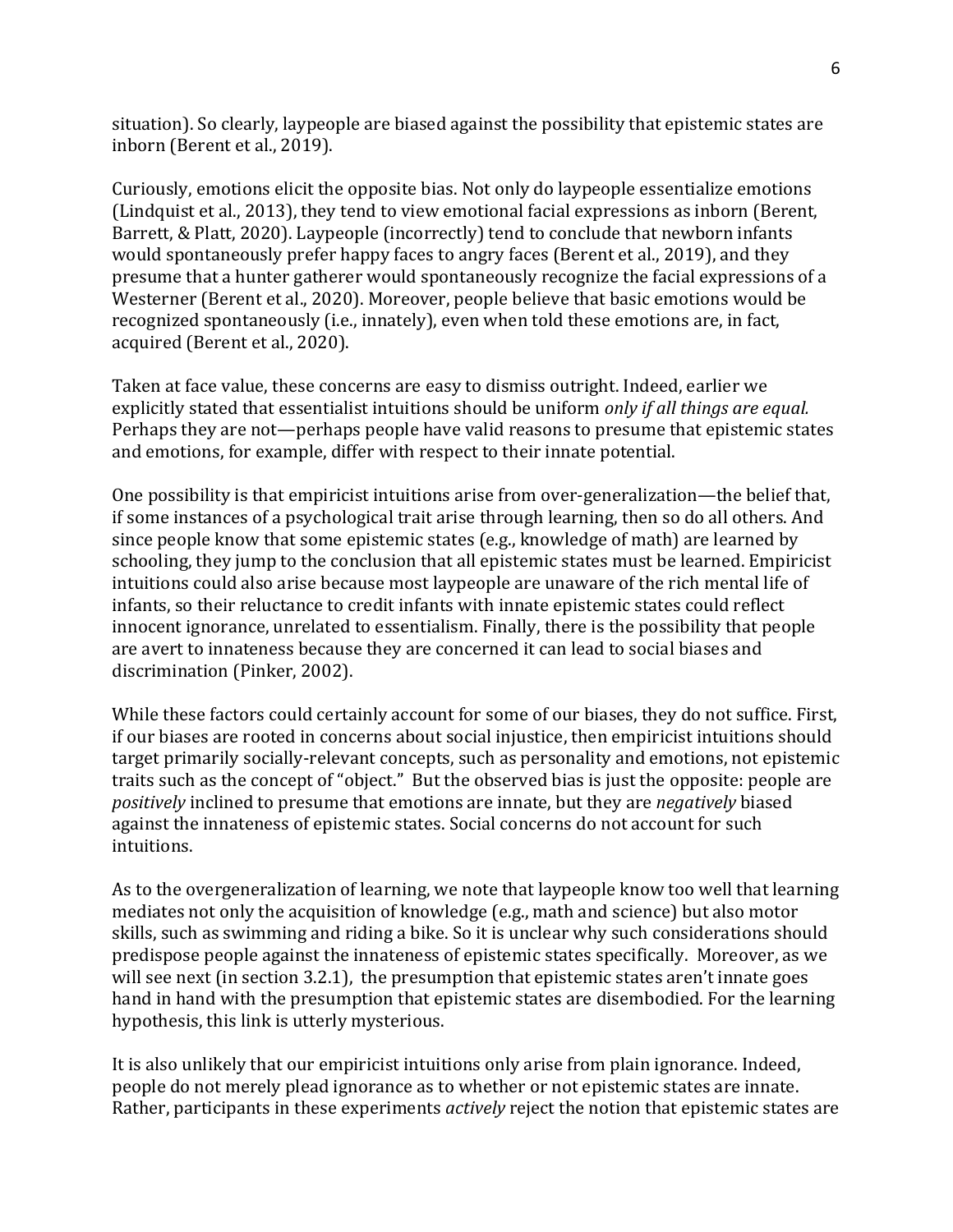situation). So clearly, laypeople are biased against the possibility that epistemic states are inborn (Berent et al., 2019).

Curiously, emotions elicit the opposite bias. Not only do laypeople essentialize emotions (Lindquist et al., 2013), they tend to view emotional facial expressions as inborn (Berent, Barrett, & Platt, 2020). Laypeople (incorrectly) tend to conclude that newborn infants would spontaneously prefer happy faces to angry faces (Berent et al., 2019), and they presume that a hunter gatherer would spontaneously recognize the facial expressions of a Westerner (Berent et al., 2020). Moreover, people believe that basic emotions would be recognized spontaneously (i.e., innately), even when told these emotions are, in fact, acquired (Berent et al., 2020).

Taken at face value, these concerns are easy to dismiss outright. Indeed, earlier we explicitly stated that essentialist intuitions should be uniform *only if all things are equal.* Perhaps they are not—perhaps people have valid reasons to presume that epistemic states and emotions, for example, differ with respect to their innate potential.

One possibility is that empiricist intuitions arise from over-generalization—the belief that, if some instances of a psychological trait arise through learning, then so do all others. And since people know that some epistemic states (e.g., knowledge of math) are learned by schooling, they jump to the conclusion that all epistemic states must be learned. Empiricist intuitions could also arise because most laypeople are unaware of the rich mental life of infants, so their reluctance to credit infants with innate epistemic states could reflect innocent ignorance, unrelated to essentialism. Finally, there is the possibility that people are avert to innateness because they are concerned it can lead to social biases and discrimination (Pinker, 2002).

While these factors could certainly account for some of our biases, they do not suffice. First, if our biases are rooted in concerns about social injustice, then empiricist intuitions should target primarily socially-relevant concepts, such as personality and emotions, not epistemic traits such as the concept of "object." But the observed bias is just the opposite: people are *positively* inclined to presume that emotions are innate, but they are *negatively* biased against the innateness of epistemic states. Social concerns do not account for such intuitions.

As to the overgeneralization of learning, we note that laypeople know too well that learning mediates not only the acquisition of knowledge (e.g., math and science) but also motor skills, such as swimming and riding a bike. So it is unclear why such considerations should predispose people against the innateness of epistemic states specifically. Moreover, as we will see next (in section 3.2.1), the presumption that epistemic states aren't innate goes hand in hand with the presumption that epistemic states are disembodied. For the learning hypothesis, this link is utterly mysterious.

It is also unlikely that our empiricist intuitions only arise from plain ignorance. Indeed, people do not merely plead ignorance as to whether or not epistemic states are innate. Rather, participants in these experiments *actively* reject the notion that epistemic states are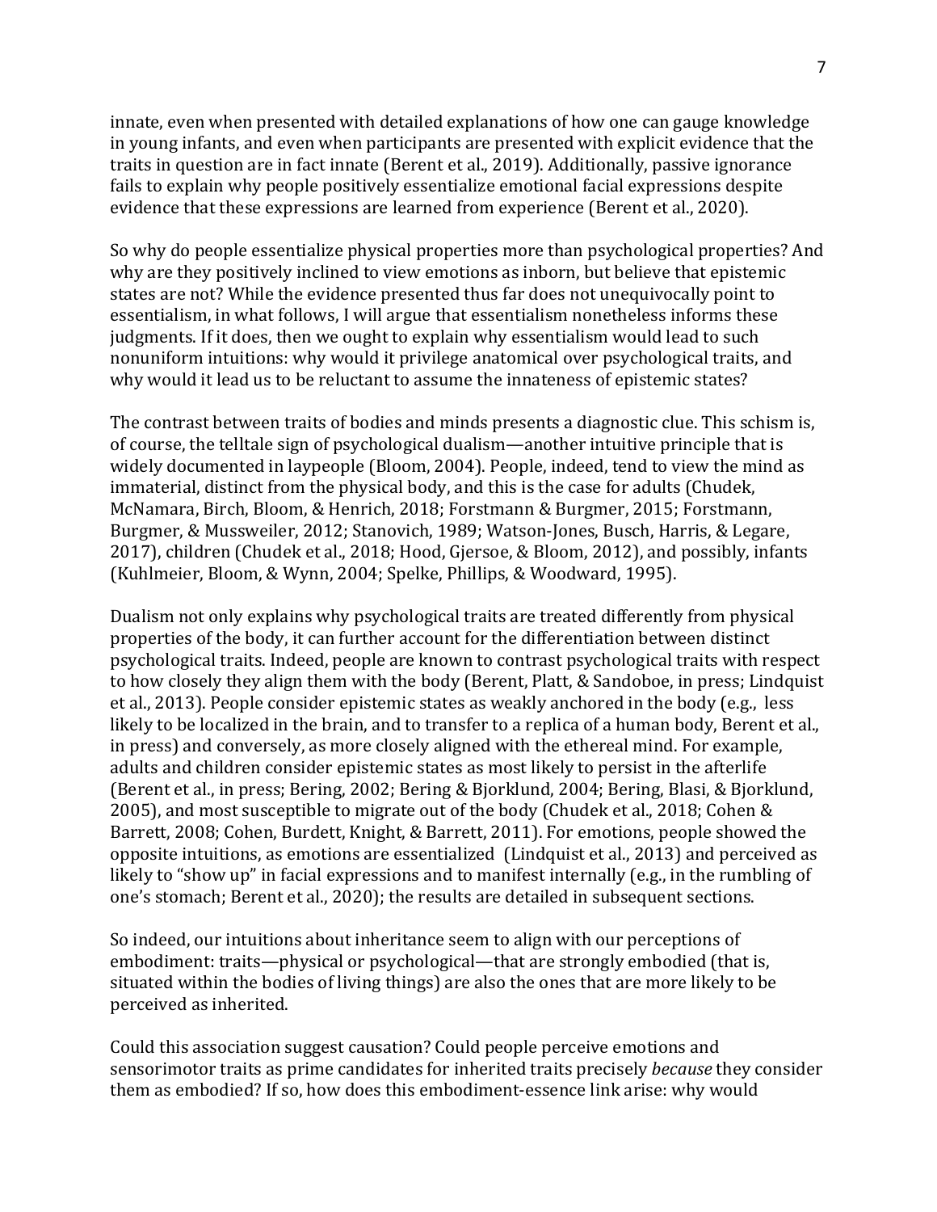innate, even when presented with detailed explanations of how one can gauge knowledge in young infants, and even when participants are presented with explicit evidence that the traits in question are in fact innate (Berent et al., 2019). Additionally, passive ignorance fails to explain why people positively essentialize emotional facial expressions despite evidence that these expressions are learned from experience (Berent et al., 2020).

So why do people essentialize physical properties more than psychological properties? And why are they positively inclined to view emotions as inborn, but believe that epistemic states are not? While the evidence presented thus far does not unequivocally point to essentialism, in what follows, I will argue that essentialism nonetheless informs these judgments. If it does, then we ought to explain why essentialism would lead to such nonuniform intuitions: why would it privilege anatomical over psychological traits, and why would it lead us to be reluctant to assume the innateness of epistemic states?

The contrast between traits of bodies and minds presents a diagnostic clue. This schism is, of course, the telltale sign of psychological dualism—another intuitive principle that is widely documented in laypeople (Bloom, 2004). People, indeed, tend to view the mind as immaterial, distinct from the physical body, and this is the case for adults (Chudek, McNamara, Birch, Bloom, & Henrich, 2018; Forstmann & Burgmer, 2015; Forstmann, Burgmer, & Mussweiler, 2012; Stanovich, 1989; Watson-Jones, Busch, Harris, & Legare, 2017), children (Chudek et al., 2018; Hood, Gjersoe, & Bloom, 2012), and possibly, infants (Kuhlmeier, Bloom, & Wynn, 2004; Spelke, Phillips, & Woodward, 1995).

Dualism not only explains why psychological traits are treated differently from physical properties of the body, it can further account for the differentiation between distinct psychological traits. Indeed, people are known to contrast psychological traits with respect to how closely they align them with the body (Berent, Platt, & Sandoboe, in press; Lindquist et al., 2013). People consider epistemic states as weakly anchored in the body (e.g., less likely to be localized in the brain, and to transfer to a replica of a human body, Berent et al., in press) and conversely, as more closely aligned with the ethereal mind. For example, adults and children consider epistemic states as most likely to persist in the afterlife (Berent et al., in press; Bering, 2002; Bering & Bjorklund, 2004; Bering, Blasi, & Bjorklund, 2005), and most susceptible to migrate out of the body (Chudek et al., 2018; Cohen & Barrett, 2008; Cohen, Burdett, Knight, & Barrett, 2011). For emotions, people showed the opposite intuitions, as emotions are essentialized (Lindquist et al., 2013) and perceived as likely to "show up" in facial expressions and to manifest internally (e.g., in the rumbling of one's stomach; Berent et al., 2020); the results are detailed in subsequent sections.

So indeed, our intuitions about inheritance seem to align with our perceptions of embodiment: traits—physical or psychological—that are strongly embodied (that is, situated within the bodies of living things) are also the ones that are more likely to be perceived as inherited.

Could this association suggest causation? Could people perceive emotions and sensorimotor traits as prime candidates for inherited traits precisely *because* they consider them as embodied? If so, how does this embodiment-essence link arise: why would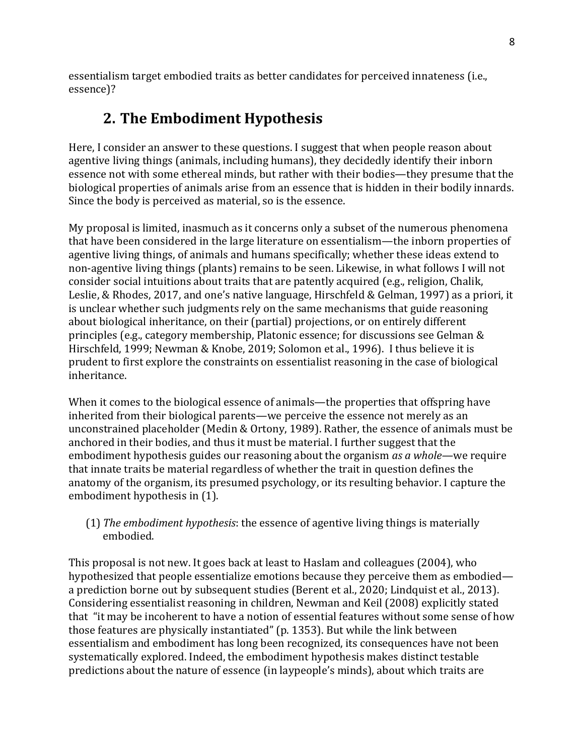essentialism target embodied traits as better candidates for perceived innateness (i.e., essence)?

## 2. The Embodiment Hypothesis

Here, I consider an answer to these questions. I suggest that when people reason about agentive living things (animals, including humans), they decidedly identify their inborn essence not with some ethereal minds, but rather with their bodies—they presume that the biological properties of animals arise from an essence that is hidden in their bodily innards. Since the body is perceived as material, so is the essence.

My proposal is limited, inasmuch as it concerns only a subset of the numerous phenomena that have been considered in the large literature on essentialism—the inborn properties of agentive living things, of animals and humans specifically; whether these ideas extend to non-agentive living things (plants) remains to be seen. Likewise, in what follows I will not consider social intuitions about traits that are patently acquired (e.g., religion, Chalik, Leslie, & Rhodes, 2017, and one's native language, Hirschfeld & Gelman, 1997) as a priori, it is unclear whether such judgments rely on the same mechanisms that guide reasoning about biological inheritance, on their (partial) projections, or on entirely different principles (e.g., category membership, Platonic essence; for discussions see Gelman & Hirschfeld, 1999; Newman & Knobe, 2019; Solomon et al., 1996). I thus believe it is prudent to first explore the constraints on essentialist reasoning in the case of biological inheritance.

When it comes to the biological essence of animals—the properties that offspring have inherited from their biological parents—we perceive the essence not merely as an unconstrained placeholder (Medin & Ortony, 1989). Rather, the essence of animals must be anchored in their bodies, and thus it must be material. I further suggest that the embodiment hypothesis guides our reasoning about the organism *as a whole*—we require that innate traits be material regardless of whether the trait in question defines the anatomy of the organism, its presumed psychology, or its resulting behavior. I capture the embodiment hypothesis in (1).

(1) *The embodiment hypothesis*: the essence of agentive living things is materially embodied.

This proposal is not new. It goes back at least to Haslam and colleagues (2004), who hypothesized that people essentialize emotions because they perceive them as embodied—a prediction borne out by subsequent studies (Berent et al., 2020; Lindquist et al., 2013). Considering essentialist reasoning in children, Newman and Keil (2008) explicitly stated that "it may be incoherent to have a notion of essential features without some sense of how those features are physically instantiated" (p. 1353). But while the link between essentialism and embodiment has long been recognized, its consequences have not been systematically explored. Indeed, the embodiment hypothesis makes distinct testable predictions about the nature of essence (in laypeople's minds), about which traits are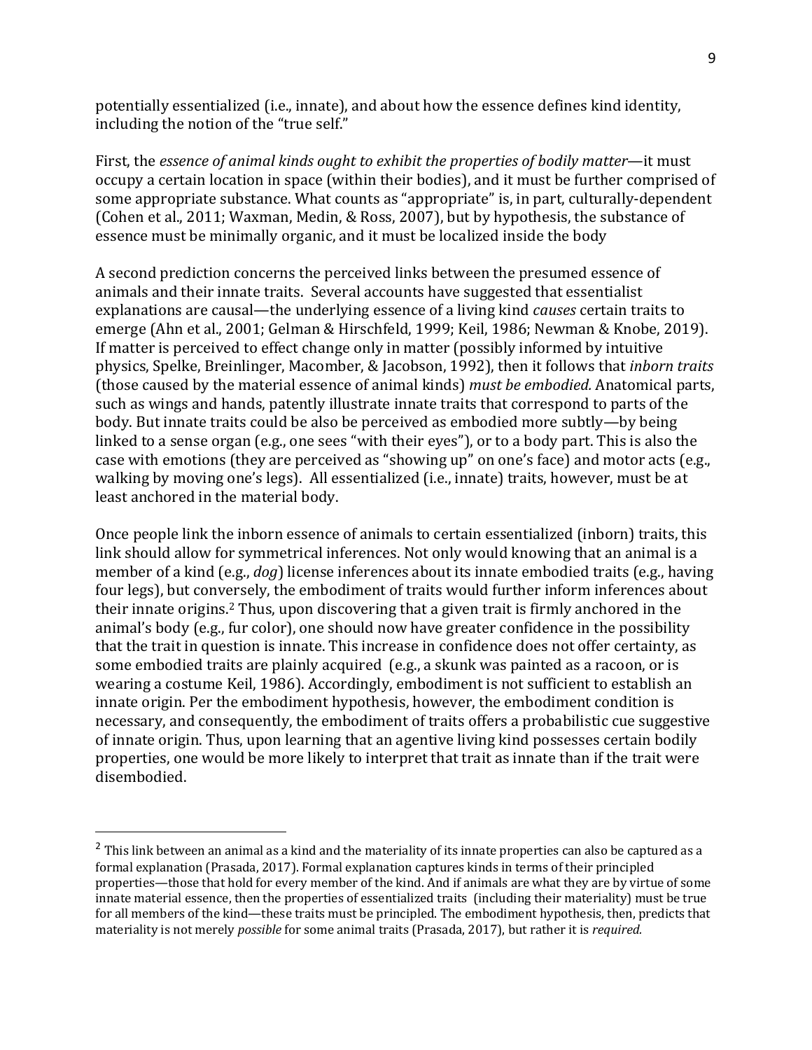potentially essentialized (i.e., innate), and about how the essence defines kind identity, including the notion of the "true self."

First, the *essence of animal kinds ought to exhibit the properties of bodily matter*—it must occupy a certain location in space (within their bodies), and it must be further comprised of some appropriate substance. What counts as "appropriate" is, in part, culturally-dependent (Cohen et al., 2011; Waxman, Medin, & Ross, 2007), but by hypothesis, the substance of essence must be minimally organic, and it must be localized inside the body

A second prediction concerns the perceived links between the presumed essence of animals and their innate traits. Several accounts have suggested that essentialist explanations are causal—the underlying essence of a living kind *causes* certain traits to emerge (Ahn et al., 2001; Gelman & Hirschfeld, 1999; Keil, 1986; Newman & Knobe, 2019). If matter is perceived to effect change only in matter (possibly informed by intuitive physics, Spelke, Breinlinger, Macomber, & Jacobson, 1992), then it follows that *inborn traits* (those caused by the material essence of animal kinds) *must be embodied.* Anatomical parts, such as wings and hands, patently illustrate innate traits that correspond to parts of the body. But innate traits could be also be perceived as embodied more subtly—by being linked to a sense organ (e.g., one sees "with their eyes"), or to a body part. This is also the case with emotions (they are perceived as "showing up" on one's face) and motor acts (e.g., walking by moving one's legs). All essentialized (i.e., innate) traits, however, must be at least anchored in the material body.

Once people link the inborn essence of animals to certain essentialized (inborn) traits, this link should allow for symmetrical inferences. Not only would knowing that an animal is a member of a kind (e.g., *dog*) license inferences about its innate embodied traits (e.g., having four legs), but conversely, the embodiment of traits would further inform inferences about their innate origins.[2] Thus, upon discovering that a given trait is firmly anchored in the animal's body (e.g., fur color), one should now have greater confidence in the possibility that the trait in question is innate. This increase in confidence does not offer certainty, as some embodied traits are plainly acquired (e.g., a skunk was painted as a racoon, or is wearing a costume Keil, 1986). Accordingly, embodiment is not sufficient to establish an innate origin. Per the embodiment hypothesis, however, the embodiment condition is necessary, and consequently, the embodiment of traits offers a probabilistic cue suggestive of innate origin. Thus, upon learning that an agentive living kind possesses certain bodily properties, one would be more likely to interpret that trait as innate than if the trait were disembodied.

[2] This link between an animal as a kind and the materiality of its innate properties can also be captured as a formal explanation (Prasada, 2017). Formal explanation captures kinds in terms of their principled properties—those that hold for every member of the kind. And if animals are what they are by virtue of some innate material essence, then the properties of essentialized traits (including their materiality) must be true for all members of the kind—these traits must be principled. The embodiment hypothesis, then, predicts that materiality is not merely *possible* for some animal traits (Prasada, 2017), but rather it is *required*.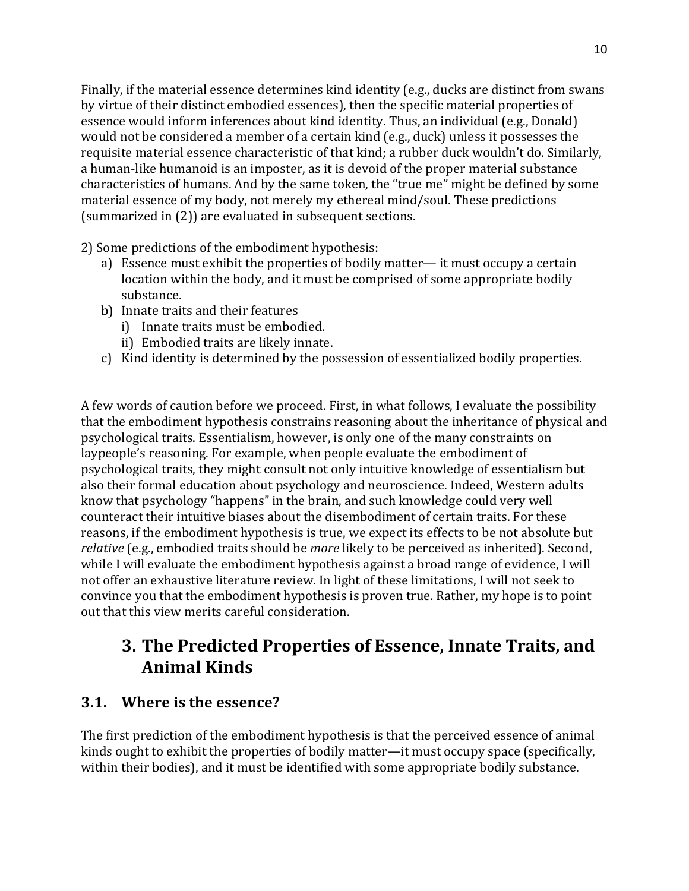Finally, if the material essence determines kind identity (e.g., ducks are distinct from swans by virtue of their distinct embodied essences), then the specific material properties of essence would inform inferences about kind identity. Thus, an individual (e.g., Donald) would not be considered a member of a certain kind (e.g., duck) unless it possesses the requisite material essence characteristic of that kind; a rubber duck wouldn't do. Similarly, a human-like humanoid is an imposter, as it is devoid of the proper material substance characteristics of humans. And by the same token, the "true me" might be defined by some material essence of my body, not merely my ethereal mind/soul. These predictions (summarized in (2)) are evaluated in subsequent sections.

2) Some predictions of the embodiment hypothesis:

a) Essence must exhibit the properties of bodily matter— it must occupy a certain location within the body, and it must be comprised of some appropriate bodily substance.
b) Innate traits and their features
    i) Innate traits must be embodied.
    ii) Embodied traits are likely innate.
c) Kind identity is determined by the possession of essentialized bodily properties.

A few words of caution before we proceed. First, in what follows, I evaluate the possibility that the embodiment hypothesis constrains reasoning about the inheritance of physical and psychological traits. Essentialism, however, is only one of the many constraints on laypeople's reasoning. For example, when people evaluate the embodiment of psychological traits, they might consult not only intuitive knowledge of essentialism but also their formal education about psychology and neuroscience. Indeed, Western adults know that psychology "happens" in the brain, and such knowledge could very well counteract their intuitive biases about the disembodiment of certain traits. For these reasons, if the embodiment hypothesis is true, we expect its effects to be not absolute but *relative* (e.g., embodied traits should be *more* likely to be perceived as inherited). Second, while I will evaluate the embodiment hypothesis against a broad range of evidence, I will not offer an exhaustive literature review. In light of these limitations, I will not seek to convince you that the embodiment hypothesis is proven true. Rather, my hope is to point out that this view merits careful consideration.

## 3. The Predicted Properties of Essence, Innate Traits, and Animal Kinds

### 3.1. Where is the essence?

The first prediction of the embodiment hypothesis is that the perceived essence of animal kinds ought to exhibit the properties of bodily matter—it must occupy space (specifically, within their bodies), and it must be identified with some appropriate bodily substance.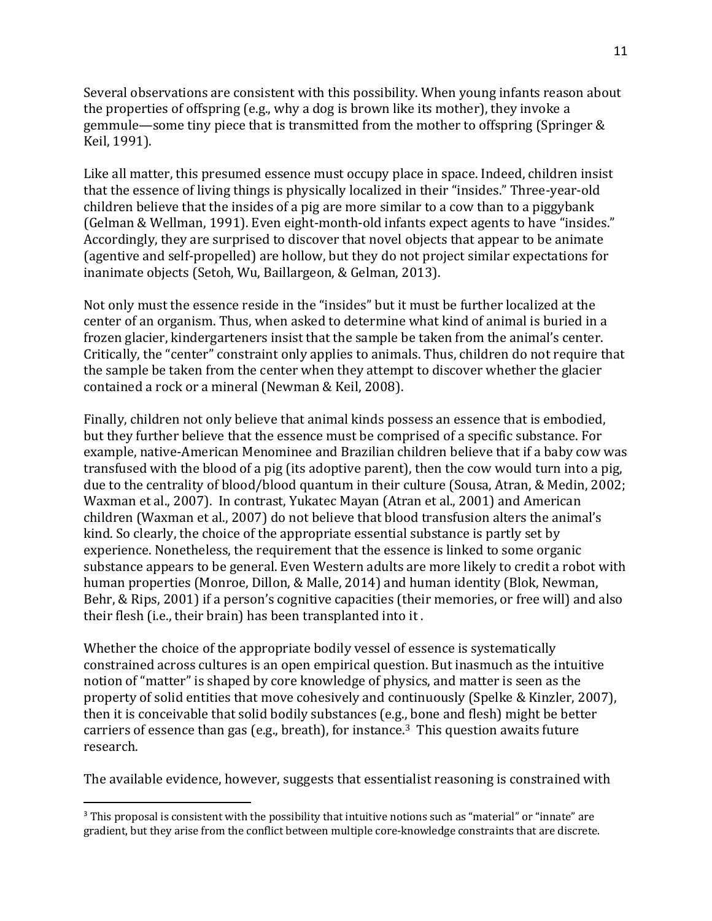Several observations are consistent with this possibility. When young infants reason about the properties of offspring (e.g., why a dog is brown like its mother), they invoke a gemmule—some tiny piece that is transmitted from the mother to offspring (Springer & Keil, 1991).

Like all matter, this presumed essence must occupy place in space. Indeed, children insist that the essence of living things is physically localized in their "insides." Three-year-old children believe that the insides of a pig are more similar to a cow than to a piggybank (Gelman & Wellman, 1991). Even eight-month-old infants expect agents to have "insides." Accordingly, they are surprised to discover that novel objects that appear to be animate (agentive and self-propelled) are hollow, but they do not project similar expectations for inanimate objects (Setoh, Wu, Baillargeon, & Gelman, 2013).

Not only must the essence reside in the "insides" but it must be further localized at the center of an organism. Thus, when asked to determine what kind of animal is buried in a frozen glacier, kindergarteners insist that the sample be taken from the animal's center. Critically, the "center" constraint only applies to animals. Thus, children do not require that the sample be taken from the center when they attempt to discover whether the glacier contained a rock or a mineral (Newman & Keil, 2008).

Finally, children not only believe that animal kinds possess an essence that is embodied, but they further believe that the essence must be comprised of a specific substance. For example, native-American Menominee and Brazilian children believe that if a baby cow was transfused with the blood of a pig (its adoptive parent), then the cow would turn into a pig, due to the centrality of blood/blood quantum in their culture (Sousa, Atran, & Medin, 2002; Waxman et al., 2007). In contrast, Yukatec Mayan (Atran et al., 2001) and American children (Waxman et al., 2007) do not believe that blood transfusion alters the animal's kind. So clearly, the choice of the appropriate essential substance is partly set by experience. Nonetheless, the requirement that the essence is linked to some organic substance appears to be general. Even Western adults are more likely to credit a robot with human properties (Monroe, Dillon, & Malle, 2014) and human identity (Blok, Newman, Behr, & Rips, 2001) if a person's cognitive capacities (their memories, or free will) and also their flesh (i.e., their brain) has been transplanted into it .

Whether the choice of the appropriate bodily vessel of essence is systematically constrained across cultures is an open empirical question. But inasmuch as the intuitive notion of "matter" is shaped by core knowledge of physics, and matter is seen as the property of solid entities that move cohesively and continuously (Spelke & Kinzler, 2007), then it is conceivable that solid bodily substances (e.g., bone and flesh) might be better carriers of essence than gas (e.g., breath), for instance.[3] This question awaits future research.

The available evidence, however, suggests that essentialist reasoning is constrained with

[3] This proposal is consistent with the possibility that intuitive notions such as "material" or "innate" are gradient, but they arise from the conflict between multiple core-knowledge constraints that are discrete.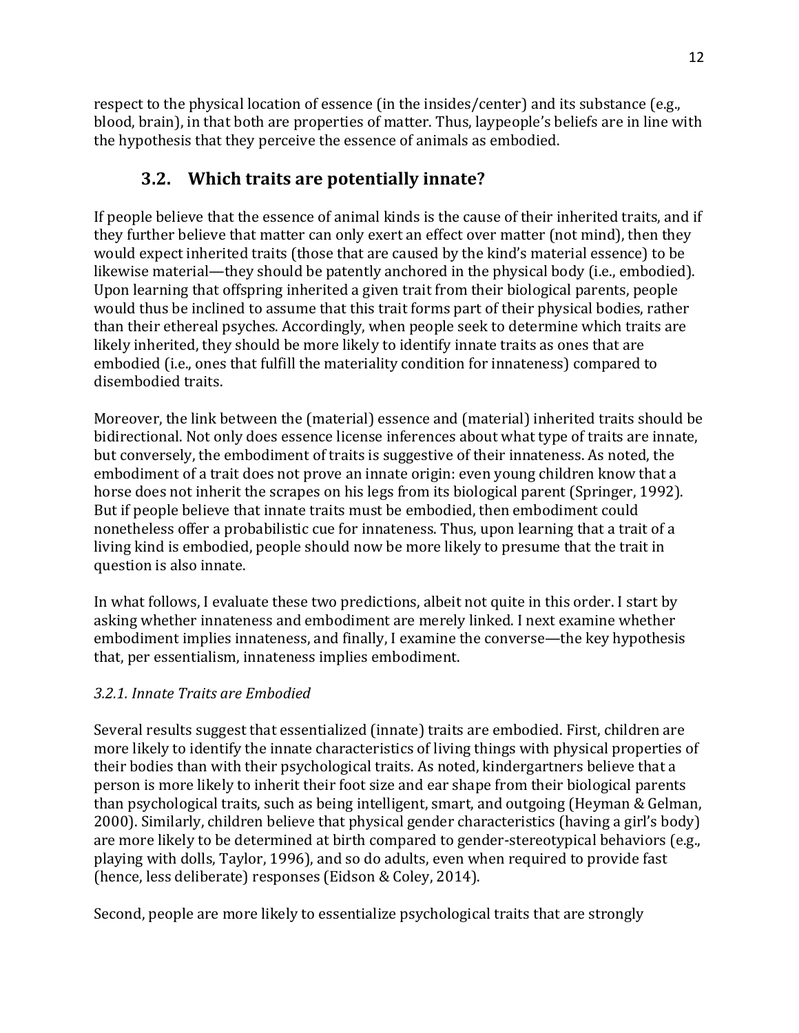respect to the physical location of essence (in the insides/center) and its substance (e.g., blood, brain), in that both are properties of matter. Thus, laypeople's beliefs are in line with the hypothesis that they perceive the essence of animals as embodied.

## 3.2. Which traits are potentially innate?

If people believe that the essence of animal kinds is the cause of their inherited traits, and if they further believe that matter can only exert an effect over matter (not mind), then they would expect inherited traits (those that are caused by the kind's material essence) to be likewise material—they should be patently anchored in the physical body (i.e., embodied). Upon learning that offspring inherited a given trait from their biological parents, people would thus be inclined to assume that this trait forms part of their physical bodies, rather than their ethereal psyches. Accordingly, when people seek to determine which traits are likely inherited, they should be more likely to identify innate traits as ones that are embodied (i.e., ones that fulfill the materiality condition for innateness) compared to disembodied traits.

Moreover, the link between the (material) essence and (material) inherited traits should be bidirectional. Not only does essence license inferences about what type of traits are innate, but conversely, the embodiment of traits is suggestive of their innateness. As noted, the embodiment of a trait does not prove an innate origin: even young children know that a horse does not inherit the scrapes on his legs from its biological parent (Springer, 1992). But if people believe that innate traits must be embodied, then embodiment could nonetheless offer a probabilistic cue for innateness. Thus, upon learning that a trait of a living kind is embodied, people should now be more likely to presume that the trait in question is also innate.

In what follows, I evaluate these two predictions, albeit not quite in this order. I start by asking whether innateness and embodiment are merely linked. I next examine whether embodiment implies innateness, and finally, I examine the converse—the key hypothesis that, per essentialism, innateness implies embodiment.

### *3.2.1. Innate Traits are Embodied*

Several results suggest that essentialized (innate) traits are embodied. First, children are more likely to identify the innate characteristics of living things with physical properties of their bodies than with their psychological traits. As noted, kindergartners believe that a person is more likely to inherit their foot size and ear shape from their biological parents than psychological traits, such as being intelligent, smart, and outgoing (Heyman & Gelman, 2000). Similarly, children believe that physical gender characteristics (having a girl's body) are more likely to be determined at birth compared to gender-stereotypical behaviors (e.g., playing with dolls, Taylor, 1996), and so do adults, even when required to provide fast (hence, less deliberate) responses (Eidson & Coley, 2014).

Second, people are more likely to essentialize psychological traits that are strongly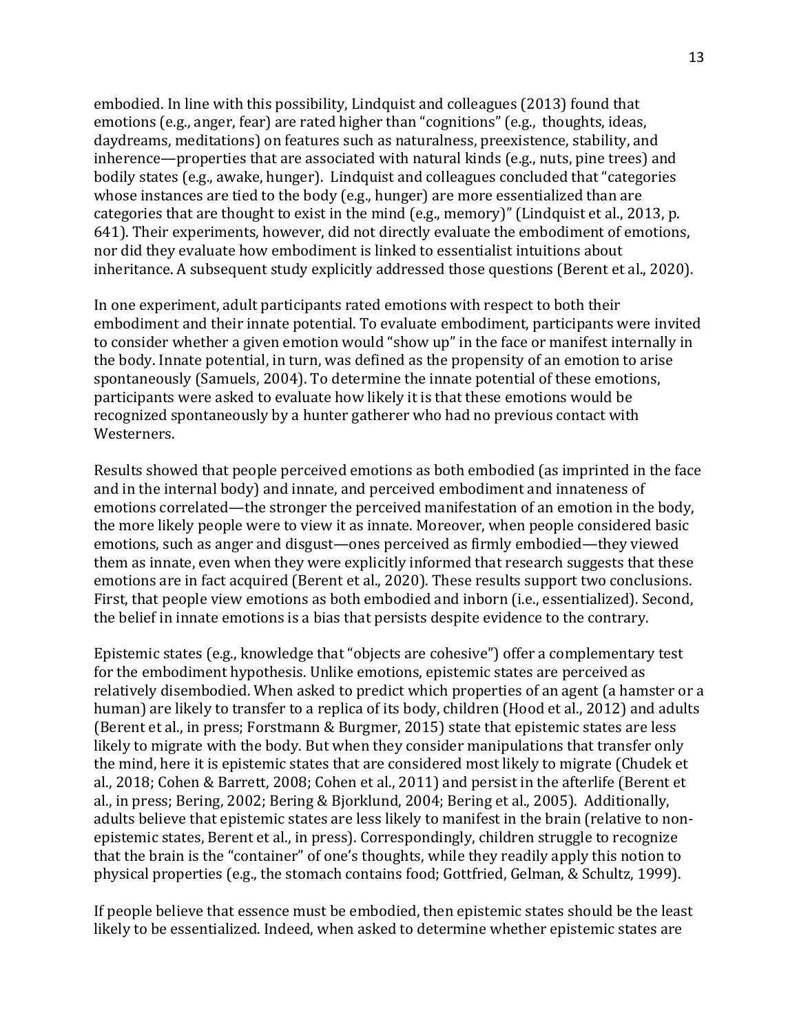embodied. In line with this possibility, Lindquist and colleagues (2013) found that emotions (e.g., anger, fear) are rated higher than "cognitions" (e.g., thoughts, ideas, daydreams, meditations) on features such as naturalness, preexistence, stability, and inherence—properties that are associated with natural kinds (e.g., nuts, pine trees) and bodily states (e.g., awake, hunger). Lindquist and colleagues concluded that "categories whose instances are tied to the body (e.g., hunger) are more essentialized than are categories that are thought to exist in the mind (e.g., memory)" (Lindquist et al., 2013, p. 641). Their experiments, however, did not directly evaluate the embodiment of emotions, nor did they evaluate how embodiment is linked to essentialist intuitions about inheritance. A subsequent study explicitly addressed those questions (Berent et al., 2020).

In one experiment, adult participants rated emotions with respect to both their embodiment and their innate potential. To evaluate embodiment, participants were invited to consider whether a given emotion would "show up" in the face or manifest internally in the body. Innate potential, in turn, was defined as the propensity of an emotion to arise spontaneously (Samuels, 2004). To determine the innate potential of these emotions, participants were asked to evaluate how likely it is that these emotions would be recognized spontaneously by a hunter gatherer who had no previous contact with Westerners.

Results showed that people perceived emotions as both embodied (as imprinted in the face and in the internal body) and innate, and perceived embodiment and innateness of emotions correlated—the stronger the perceived manifestation of an emotion in the body, the more likely people were to view it as innate. Moreover, when people considered basic emotions, such as anger and disgust—ones perceived as firmly embodied—they viewed them as innate, even when they were explicitly informed that research suggests that these emotions are in fact acquired (Berent et al., 2020). These results support two conclusions. First, that people view emotions as both embodied and inborn (i.e., essentialized). Second, the belief in innate emotions is a bias that persists despite evidence to the contrary.

Epistemic states (e.g., knowledge that "objects are cohesive") offer a complementary test for the embodiment hypothesis. Unlike emotions, epistemic states are perceived as relatively disembodied. When asked to predict which properties of an agent (a hamster or a human) are likely to transfer to a replica of its body, children (Hood et al., 2012) and adults (Berent et al., in press; Forstmann & Burgmer, 2015) state that epistemic states are less likely to migrate with the body. But when they consider manipulations that transfer only the mind, here it is epistemic states that are considered most likely to migrate (Chudek et al., 2018; Cohen & Barrett, 2008; Cohen et al., 2011) and persist in the afterlife (Berent et al., in press; Bering, 2002; Bering & Bjorklund, 2004; Bering et al., 2005). Additionally, adults believe that epistemic states are less likely to manifest in the brain (relative to non-epistemic states, Berent et al., in press). Correspondingly, children struggle to recognize that the brain is the "container" of one's thoughts, while they readily apply this notion to physical properties (e.g., the stomach contains food; Gottfried, Gelman, & Schultz, 1999).

If people believe that essence must be embodied, then epistemic states should be the least likely to be essentialized. Indeed, when asked to determine whether epistemic states are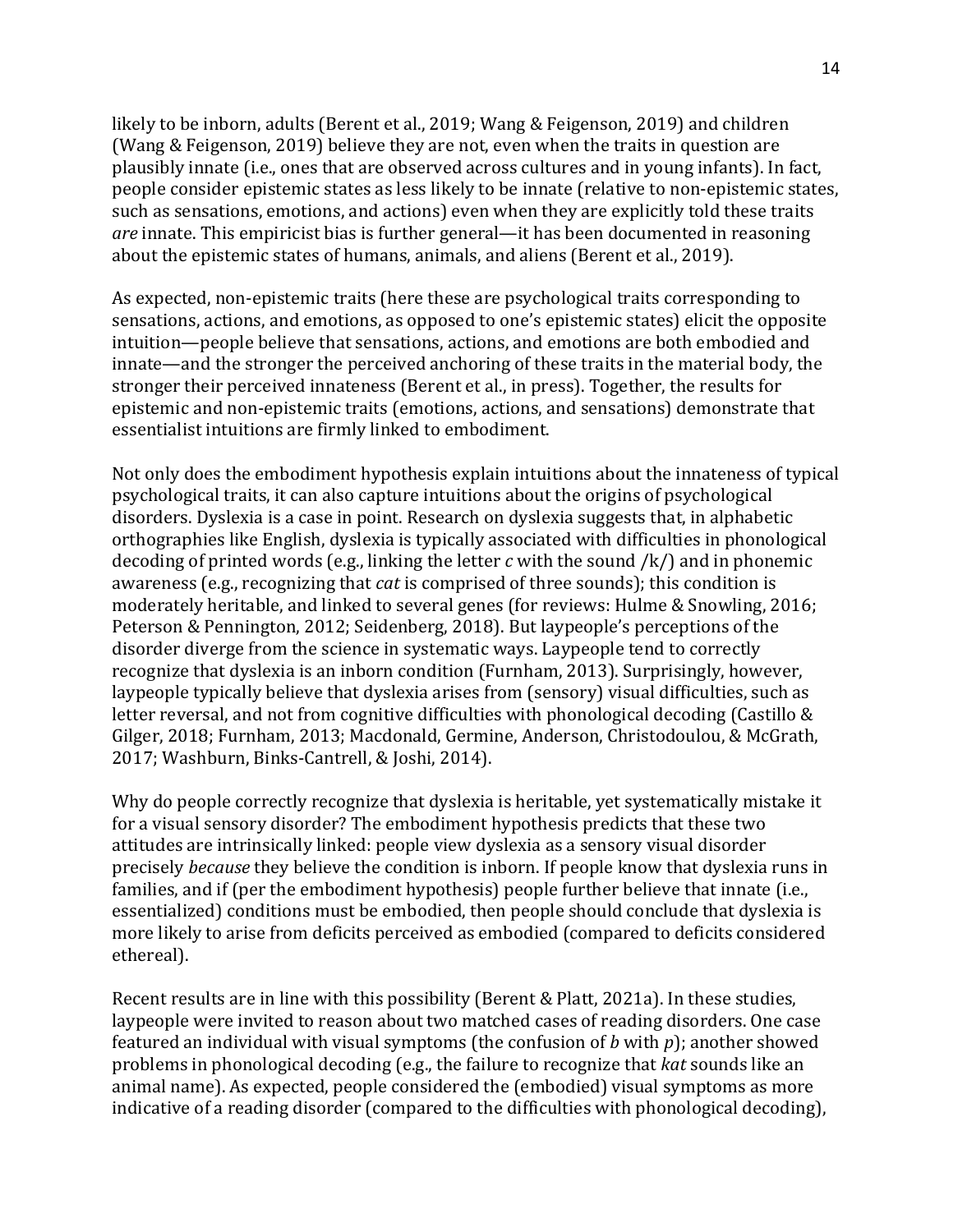likely to be inborn, adults (Berent et al., 2019; Wang & Feigenson, 2019) and children (Wang & Feigenson, 2019) believe they are not, even when the traits in question are plausibly innate (i.e., ones that are observed across cultures and in young infants). In fact, people consider epistemic states as less likely to be innate (relative to non-epistemic states, such as sensations, emotions, and actions) even when they are explicitly told these traits *are* innate. This empiricist bias is further general—it has been documented in reasoning about the epistemic states of humans, animals, and aliens (Berent et al., 2019).

As expected, non-epistemic traits (here these are psychological traits corresponding to sensations, actions, and emotions, as opposed to one's epistemic states) elicit the opposite intuition—people believe that sensations, actions, and emotions are both embodied and innate—and the stronger the perceived anchoring of these traits in the material body, the stronger their perceived innateness (Berent et al., in press). Together, the results for epistemic and non-epistemic traits (emotions, actions, and sensations) demonstrate that essentialist intuitions are firmly linked to embodiment.

Not only does the embodiment hypothesis explain intuitions about the innateness of typical psychological traits, it can also capture intuitions about the origins of psychological disorders. Dyslexia is a case in point. Research on dyslexia suggests that, in alphabetic orthographies like English, dyslexia is typically associated with difficulties in phonological decoding of printed words (e.g., linking the letter *c* with the sound /k/) and in phonemic awareness (e.g., recognizing that *cat* is comprised of three sounds); this condition is moderately heritable, and linked to several genes (for reviews: Hulme & Snowling, 2016; Peterson & Pennington, 2012; Seidenberg, 2018). But laypeople's perceptions of the disorder diverge from the science in systematic ways. Laypeople tend to correctly recognize that dyslexia is an inborn condition (Furnham, 2013). Surprisingly, however, laypeople typically believe that dyslexia arises from (sensory) visual difficulties, such as letter reversal, and not from cognitive difficulties with phonological decoding (Castillo & Gilger, 2018; Furnham, 2013; Macdonald, Germine, Anderson, Christodoulou, & McGrath, 2017; Washburn, Binks-Cantrell, & Joshi, 2014).

Why do people correctly recognize that dyslexia is heritable, yet systematically mistake it for a visual sensory disorder? The embodiment hypothesis predicts that these two attitudes are intrinsically linked: people view dyslexia as a sensory visual disorder precisely *because* they believe the condition is inborn. If people know that dyslexia runs in families, and if (per the embodiment hypothesis) people further believe that innate (i.e., essentialized) conditions must be embodied, then people should conclude that dyslexia is more likely to arise from deficits perceived as embodied (compared to deficits considered ethereal).

Recent results are in line with this possibility (Berent & Platt, 2021a). In these studies, laypeople were invited to reason about two matched cases of reading disorders. One case featured an individual with visual symptoms (the confusion of *b* with *p*); another showed problems in phonological decoding (e.g., the failure to recognize that *kat* sounds like an animal name). As expected, people considered the (embodied) visual symptoms as more indicative of a reading disorder (compared to the difficulties with phonological decoding),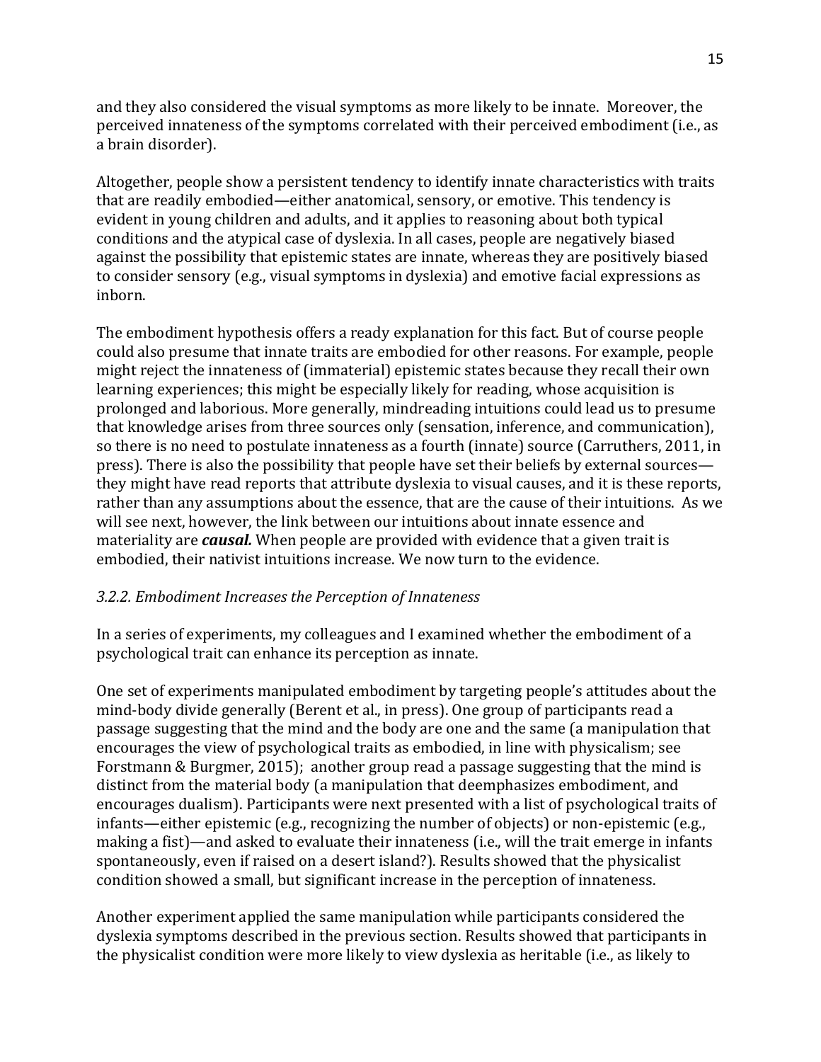and they also considered the visual symptoms as more likely to be innate. Moreover, the perceived innateness of the symptoms correlated with their perceived embodiment (i.e., as a brain disorder).

Altogether, people show a persistent tendency to identify innate characteristics with traits that are readily embodied—either anatomical, sensory, or emotive. This tendency is evident in young children and adults, and it applies to reasoning about both typical conditions and the atypical case of dyslexia. In all cases, people are negatively biased against the possibility that epistemic states are innate, whereas they are positively biased to consider sensory (e.g., visual symptoms in dyslexia) and emotive facial expressions as inborn.

The embodiment hypothesis offers a ready explanation for this fact. But of course people could also presume that innate traits are embodied for other reasons. For example, people might reject the innateness of (immaterial) epistemic states because they recall their own learning experiences; this might be especially likely for reading, whose acquisition is prolonged and laborious. More generally, mindreading intuitions could lead us to presume that knowledge arises from three sources only (sensation, inference, and communication), so there is no need to postulate innateness as a fourth (innate) source (Carruthers, 2011, in press). There is also the possibility that people have set their beliefs by external sources—they might have read reports that attribute dyslexia to visual causes, and it is these reports, rather than any assumptions about the essence, that are the cause of their intuitions. As we will see next, however, the link between our intuitions about innate essence and materiality are ***causal.*** When people are provided with evidence that a given trait is embodied, their nativist intuitions increase. We now turn to the evidence.

*3.2.2. Embodiment Increases the Perception of Innateness*

In a series of experiments, my colleagues and I examined whether the embodiment of a psychological trait can enhance its perception as innate.

One set of experiments manipulated embodiment by targeting people's attitudes about the mind-body divide generally (Berent et al., in press). One group of participants read a passage suggesting that the mind and the body are one and the same (a manipulation that encourages the view of psychological traits as embodied, in line with physicalism; see Forstmann & Burgmer, 2015); another group read a passage suggesting that the mind is distinct from the material body (a manipulation that deemphasizes embodiment, and encourages dualism). Participants were next presented with a list of psychological traits of infants—either epistemic (e.g., recognizing the number of objects) or non-epistemic (e.g., making a fist)—and asked to evaluate their innateness (i.e., will the trait emerge in infants spontaneously, even if raised on a desert island?). Results showed that the physicalist condition showed a small, but significant increase in the perception of innateness.

Another experiment applied the same manipulation while participants considered the dyslexia symptoms described in the previous section. Results showed that participants in the physicalist condition were more likely to view dyslexia as heritable (i.e., as likely to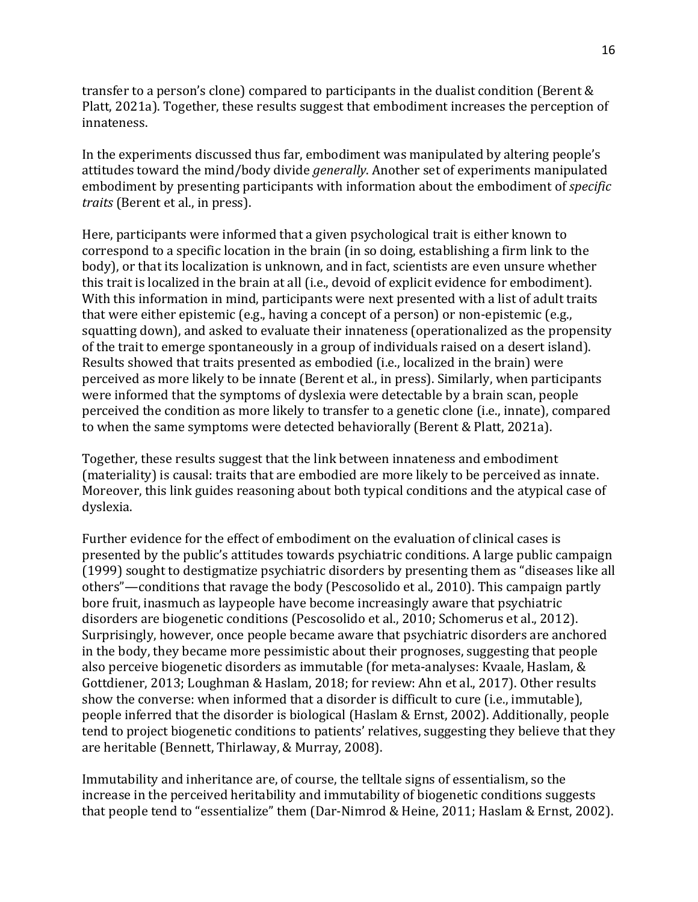transfer to a person's clone) compared to participants in the dualist condition (Berent & Platt, 2021a). Together, these results suggest that embodiment increases the perception of innateness.

In the experiments discussed thus far, embodiment was manipulated by altering people's attitudes toward the mind/body divide *generally*. Another set of experiments manipulated embodiment by presenting participants with information about the embodiment of *specific traits* (Berent et al., in press).

Here, participants were informed that a given psychological trait is either known to correspond to a specific location in the brain (in so doing, establishing a firm link to the body), or that its localization is unknown, and in fact, scientists are even unsure whether this trait is localized in the brain at all (i.e., devoid of explicit evidence for embodiment). With this information in mind, participants were next presented with a list of adult traits that were either epistemic (e.g., having a concept of a person) or non-epistemic (e.g., squatting down), and asked to evaluate their innateness (operationalized as the propensity of the trait to emerge spontaneously in a group of individuals raised on a desert island). Results showed that traits presented as embodied (i.e., localized in the brain) were perceived as more likely to be innate (Berent et al., in press). Similarly, when participants were informed that the symptoms of dyslexia were detectable by a brain scan, people perceived the condition as more likely to transfer to a genetic clone (i.e., innate), compared to when the same symptoms were detected behaviorally (Berent & Platt, 2021a).

Together, these results suggest that the link between innateness and embodiment (materiality) is causal: traits that are embodied are more likely to be perceived as innate. Moreover, this link guides reasoning about both typical conditions and the atypical case of dyslexia.

Further evidence for the effect of embodiment on the evaluation of clinical cases is presented by the public's attitudes towards psychiatric conditions. A large public campaign (1999) sought to destigmatize psychiatric disorders by presenting them as "diseases like all others"—conditions that ravage the body (Pescosolido et al., 2010). This campaign partly bore fruit, inasmuch as laypeople have become increasingly aware that psychiatric disorders are biogenetic conditions (Pescosolido et al., 2010; Schomerus et al., 2012). Surprisingly, however, once people became aware that psychiatric disorders are anchored in the body, they became more pessimistic about their prognoses, suggesting that people also perceive biogenetic disorders as immutable (for meta-analyses: Kvaale, Haslam, & Gottdiener, 2013; Loughman & Haslam, 2018; for review: Ahn et al., 2017). Other results show the converse: when informed that a disorder is difficult to cure (i.e., immutable), people inferred that the disorder is biological (Haslam & Ernst, 2002). Additionally, people tend to project biogenetic conditions to patients' relatives, suggesting they believe that they are heritable (Bennett, Thirlaway, & Murray, 2008).

Immutability and inheritance are, of course, the telltale signs of essentialism, so the increase in the perceived heritability and immutability of biogenetic conditions suggests that people tend to "essentialize" them (Dar-Nimrod & Heine, 2011; Haslam & Ernst, 2002).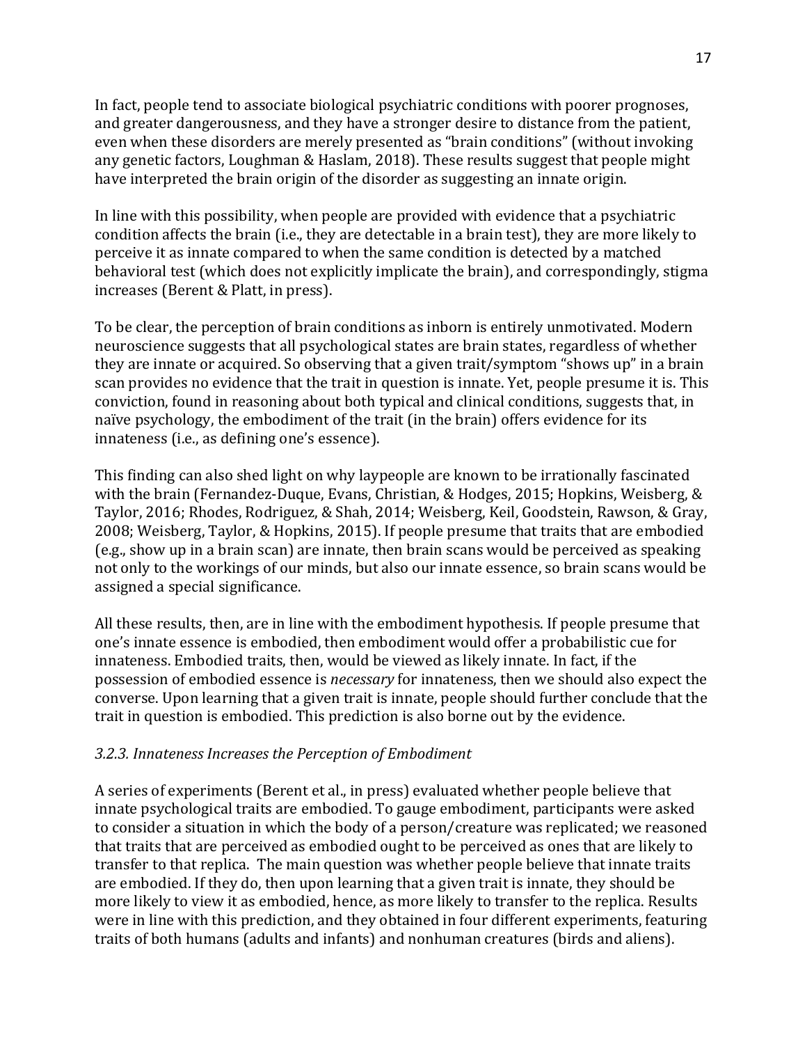In fact, people tend to associate biological psychiatric conditions with poorer prognoses, and greater dangerousness, and they have a stronger desire to distance from the patient, even when these disorders are merely presented as "brain conditions" (without invoking any genetic factors, Loughman & Haslam, 2018). These results suggest that people might have interpreted the brain origin of the disorder as suggesting an innate origin.

In line with this possibility, when people are provided with evidence that a psychiatric condition affects the brain (i.e., they are detectable in a brain test), they are more likely to perceive it as innate compared to when the same condition is detected by a matched behavioral test (which does not explicitly implicate the brain), and correspondingly, stigma increases (Berent & Platt, in press).

To be clear, the perception of brain conditions as inborn is entirely unmotivated. Modern neuroscience suggests that all psychological states are brain states, regardless of whether they are innate or acquired. So observing that a given trait/symptom "shows up" in a brain scan provides no evidence that the trait in question is innate. Yet, people presume it is. This conviction, found in reasoning about both typical and clinical conditions, suggests that, in naïve psychology, the embodiment of the trait (in the brain) offers evidence for its innateness (i.e., as defining one's essence).

This finding can also shed light on why laypeople are known to be irrationally fascinated with the brain (Fernandez-Duque, Evans, Christian, & Hodges, 2015; Hopkins, Weisberg, & Taylor, 2016; Rhodes, Rodriguez, & Shah, 2014; Weisberg, Keil, Goodstein, Rawson, & Gray, 2008; Weisberg, Taylor, & Hopkins, 2015). If people presume that traits that are embodied (e.g., show up in a brain scan) are innate, then brain scans would be perceived as speaking not only to the workings of our minds, but also our innate essence, so brain scans would be assigned a special significance.

All these results, then, are in line with the embodiment hypothesis. If people presume that one's innate essence is embodied, then embodiment would offer a probabilistic cue for innateness. Embodied traits, then, would be viewed as likely innate. In fact, if the possession of embodied essence is *necessary* for innateness, then we should also expect the converse. Upon learning that a given trait is innate, people should further conclude that the trait in question is embodied. This prediction is also borne out by the evidence.

### *3.2.3. Innateness Increases the Perception of Embodiment*

A series of experiments (Berent et al., in press) evaluated whether people believe that innate psychological traits are embodied. To gauge embodiment, participants were asked to consider a situation in which the body of a person/creature was replicated; we reasoned that traits that are perceived as embodied ought to be perceived as ones that are likely to transfer to that replica. The main question was whether people believe that innate traits are embodied. If they do, then upon learning that a given trait is innate, they should be more likely to view it as embodied, hence, as more likely to transfer to the replica. Results were in line with this prediction, and they obtained in four different experiments, featuring traits of both humans (adults and infants) and nonhuman creatures (birds and aliens).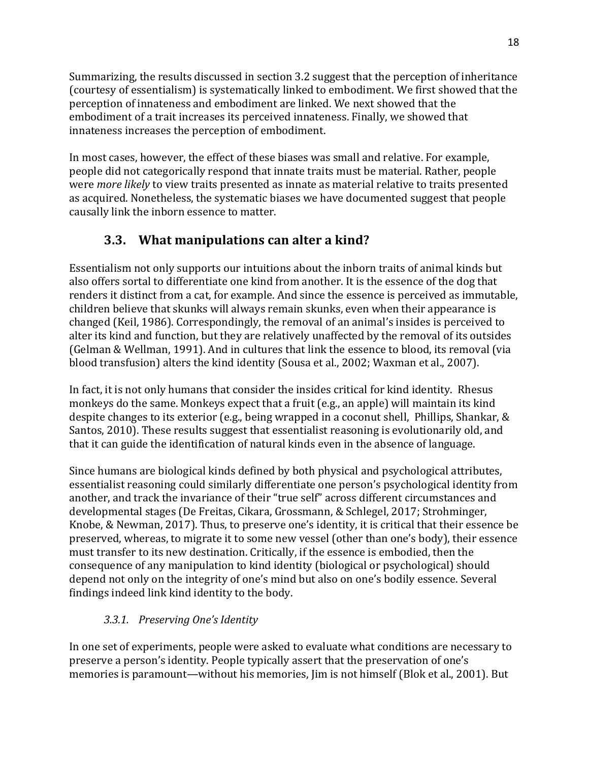Summarizing, the results discussed in section 3.2 suggest that the perception of inheritance (courtesy of essentialism) is systematically linked to embodiment. We first showed that the perception of innateness and embodiment are linked. We next showed that the embodiment of a trait increases its perceived innateness. Finally, we showed that innateness increases the perception of embodiment.

In most cases, however, the effect of these biases was small and relative. For example, people did not categorically respond that innate traits must be material. Rather, people were *more likely* to view traits presented as innate as material relative to traits presented as acquired. Nonetheless, the systematic biases we have documented suggest that people causally link the inborn essence to matter.

## 3.3. What manipulations can alter a kind?

Essentialism not only supports our intuitions about the inborn traits of animal kinds but also offers sortal to differentiate one kind from another. It is the essence of the dog that renders it distinct from a cat, for example. And since the essence is perceived as immutable, children believe that skunks will always remain skunks, even when their appearance is changed (Keil, 1986). Correspondingly, the removal of an animal's insides is perceived to alter its kind and function, but they are relatively unaffected by the removal of its outsides (Gelman & Wellman, 1991). And in cultures that link the essence to blood, its removal (via blood transfusion) alters the kind identity (Sousa et al., 2002; Waxman et al., 2007).

In fact, it is not only humans that consider the insides critical for kind identity. Rhesus monkeys do the same. Monkeys expect that a fruit (e.g., an apple) will maintain its kind despite changes to its exterior (e.g., being wrapped in a coconut shell, Phillips, Shankar, & Santos, 2010). These results suggest that essentialist reasoning is evolutionarily old, and that it can guide the identification of natural kinds even in the absence of language.

Since humans are biological kinds defined by both physical and psychological attributes, essentialist reasoning could similarly differentiate one person's psychological identity from another, and track the invariance of their "true self" across different circumstances and developmental stages (De Freitas, Cikara, Grossmann, & Schlegel, 2017; Strohminger, Knobe, & Newman, 2017). Thus, to preserve one's identity, it is critical that their essence be preserved, whereas, to migrate it to some new vessel (other than one's body), their essence must transfer to its new destination. Critically, if the essence is embodied, then the consequence of any manipulation to kind identity (biological or psychological) should depend not only on the integrity of one's mind but also on one's bodily essence. Several findings indeed link kind identity to the body.

### *3.3.1. Preserving One's Identity*

In one set of experiments, people were asked to evaluate what conditions are necessary to preserve a person's identity. People typically assert that the preservation of one's memories is paramount—without his memories, Jim is not himself (Blok et al., 2001). But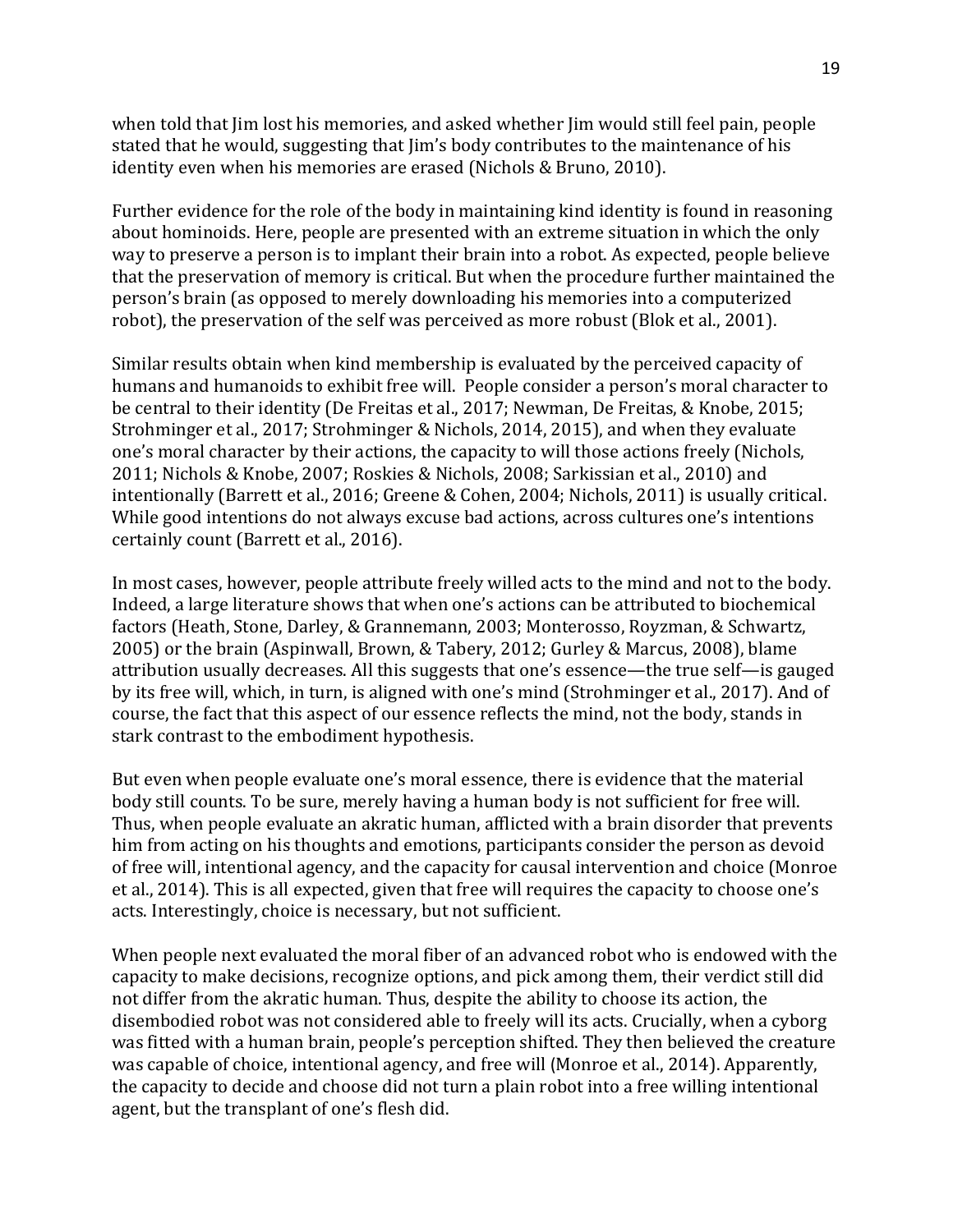when told that Jim lost his memories, and asked whether Jim would still feel pain, people stated that he would, suggesting that Jim's body contributes to the maintenance of his identity even when his memories are erased (Nichols & Bruno, 2010).

Further evidence for the role of the body in maintaining kind identity is found in reasoning about hominoids. Here, people are presented with an extreme situation in which the only way to preserve a person is to implant their brain into a robot. As expected, people believe that the preservation of memory is critical. But when the procedure further maintained the person's brain (as opposed to merely downloading his memories into a computerized robot), the preservation of the self was perceived as more robust (Blok et al., 2001).

Similar results obtain when kind membership is evaluated by the perceived capacity of humans and humanoids to exhibit free will. People consider a person's moral character to be central to their identity (De Freitas et al., 2017; Newman, De Freitas, & Knobe, 2015; Strohminger et al., 2017; Strohminger & Nichols, 2014, 2015), and when they evaluate one's moral character by their actions, the capacity to will those actions freely (Nichols, 2011; Nichols & Knobe, 2007; Roskies & Nichols, 2008; Sarkissian et al., 2010) and intentionally (Barrett et al., 2016; Greene & Cohen, 2004; Nichols, 2011) is usually critical. While good intentions do not always excuse bad actions, across cultures one's intentions certainly count (Barrett et al., 2016).

In most cases, however, people attribute freely willed acts to the mind and not to the body. Indeed, a large literature shows that when one's actions can be attributed to biochemical factors (Heath, Stone, Darley, & Grannemann, 2003; Monterosso, Royzman, & Schwartz, 2005) or the brain (Aspinwall, Brown, & Tabery, 2012; Gurley & Marcus, 2008), blame attribution usually decreases. All this suggests that one's essence—the true self—is gauged by its free will, which, in turn, is aligned with one's mind (Strohminger et al., 2017). And of course, the fact that this aspect of our essence reflects the mind, not the body, stands in stark contrast to the embodiment hypothesis.

But even when people evaluate one's moral essence, there is evidence that the material body still counts. To be sure, merely having a human body is not sufficient for free will. Thus, when people evaluate an akratic human, afflicted with a brain disorder that prevents him from acting on his thoughts and emotions, participants consider the person as devoid of free will, intentional agency, and the capacity for causal intervention and choice (Monroe et al., 2014). This is all expected, given that free will requires the capacity to choose one's acts. Interestingly, choice is necessary, but not sufficient.

When people next evaluated the moral fiber of an advanced robot who is endowed with the capacity to make decisions, recognize options, and pick among them, their verdict still did not differ from the akratic human. Thus, despite the ability to choose its action, the disembodied robot was not considered able to freely will its acts. Crucially, when a cyborg was fitted with a human brain, people's perception shifted. They then believed the creature was capable of choice, intentional agency, and free will (Monroe et al., 2014). Apparently, the capacity to decide and choose did not turn a plain robot into a free willing intentional agent, but the transplant of one's flesh did.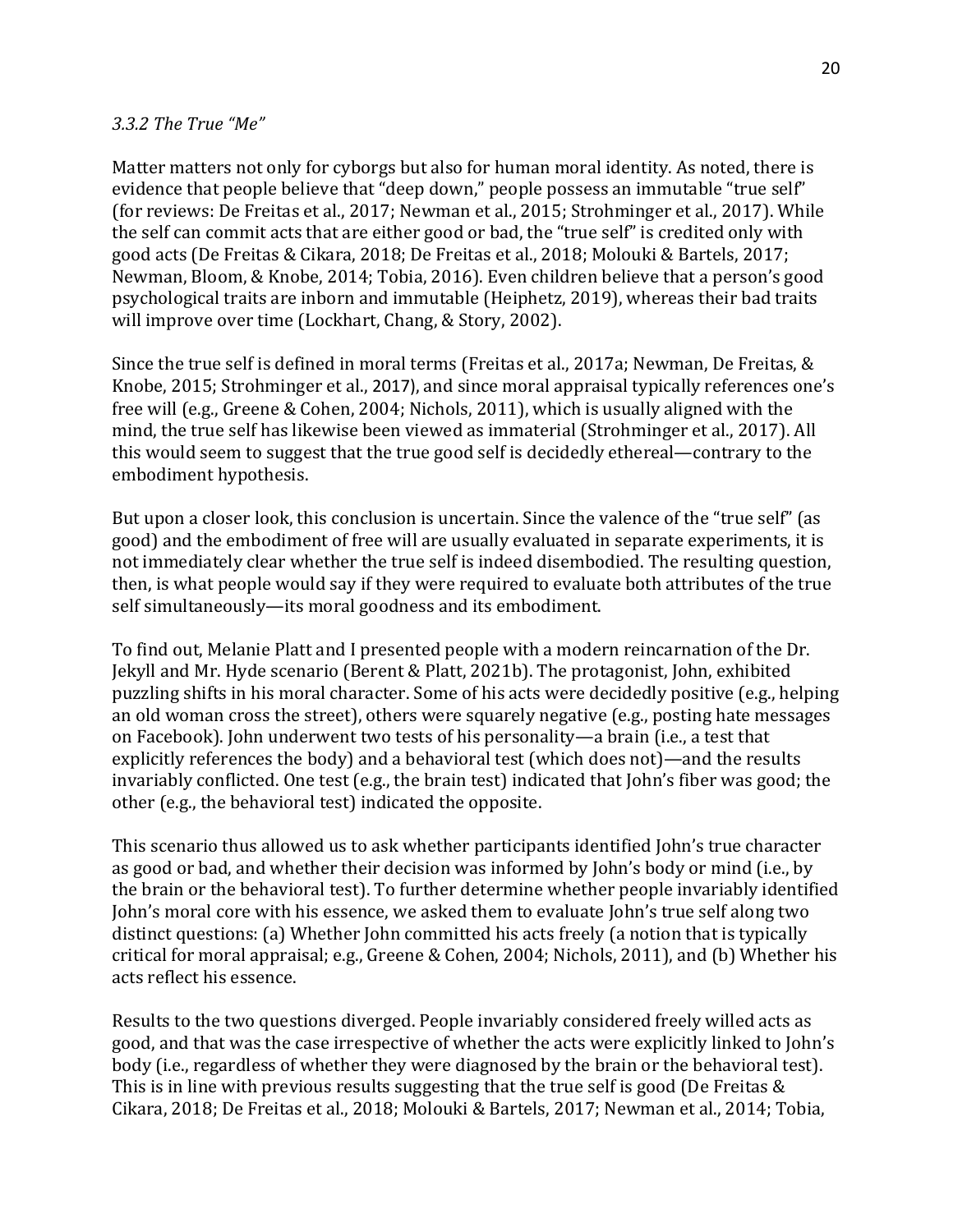### *3.3.2 The True "Me"*

Matter matters not only for cyborgs but also for human moral identity. As noted, there is evidence that people believe that "deep down," people possess an immutable "true self" (for reviews: De Freitas et al., 2017; Newman et al., 2015; Strohminger et al., 2017). While the self can commit acts that are either good or bad, the "true self" is credited only with good acts (De Freitas & Cikara, 2018; De Freitas et al., 2018; Molouki & Bartels, 2017; Newman, Bloom, & Knobe, 2014; Tobia, 2016). Even children believe that a person's good psychological traits are inborn and immutable (Heiphetz, 2019), whereas their bad traits will improve over time (Lockhart, Chang, & Story, 2002).

Since the true self is defined in moral terms (Freitas et al., 2017a; Newman, De Freitas, & Knobe, 2015; Strohminger et al., 2017), and since moral appraisal typically references one's free will (e.g., Greene & Cohen, 2004; Nichols, 2011), which is usually aligned with the mind, the true self has likewise been viewed as immaterial (Strohminger et al., 2017). All this would seem to suggest that the true good self is decidedly ethereal—contrary to the embodiment hypothesis.

But upon a closer look, this conclusion is uncertain. Since the valence of the "true self" (as good) and the embodiment of free will are usually evaluated in separate experiments, it is not immediately clear whether the true self is indeed disembodied. The resulting question, then, is what people would say if they were required to evaluate both attributes of the true self simultaneously—its moral goodness and its embodiment.

To find out, Melanie Platt and I presented people with a modern reincarnation of the Dr. Jekyll and Mr. Hyde scenario (Berent & Platt, 2021b). The protagonist, John, exhibited puzzling shifts in his moral character. Some of his acts were decidedly positive (e.g., helping an old woman cross the street), others were squarely negative (e.g., posting hate messages on Facebook). John underwent two tests of his personality—a brain (i.e., a test that explicitly references the body) and a behavioral test (which does not)—and the results invariably conflicted. One test (e.g., the brain test) indicated that John's fiber was good; the other (e.g., the behavioral test) indicated the opposite.

This scenario thus allowed us to ask whether participants identified John's true character as good or bad, and whether their decision was informed by John's body or mind (i.e., by the brain or the behavioral test). To further determine whether people invariably identified John's moral core with his essence, we asked them to evaluate John's true self along two distinct questions: (a) Whether John committed his acts freely (a notion that is typically critical for moral appraisal; e.g., Greene & Cohen, 2004; Nichols, 2011), and (b) Whether his acts reflect his essence.

Results to the two questions diverged. People invariably considered freely willed acts as good, and that was the case irrespective of whether the acts were explicitly linked to John's body (i.e., regardless of whether they were diagnosed by the brain or the behavioral test). This is in line with previous results suggesting that the true self is good (De Freitas & Cikara, 2018; De Freitas et al., 2018; Molouki & Bartels, 2017; Newman et al., 2014; Tobia,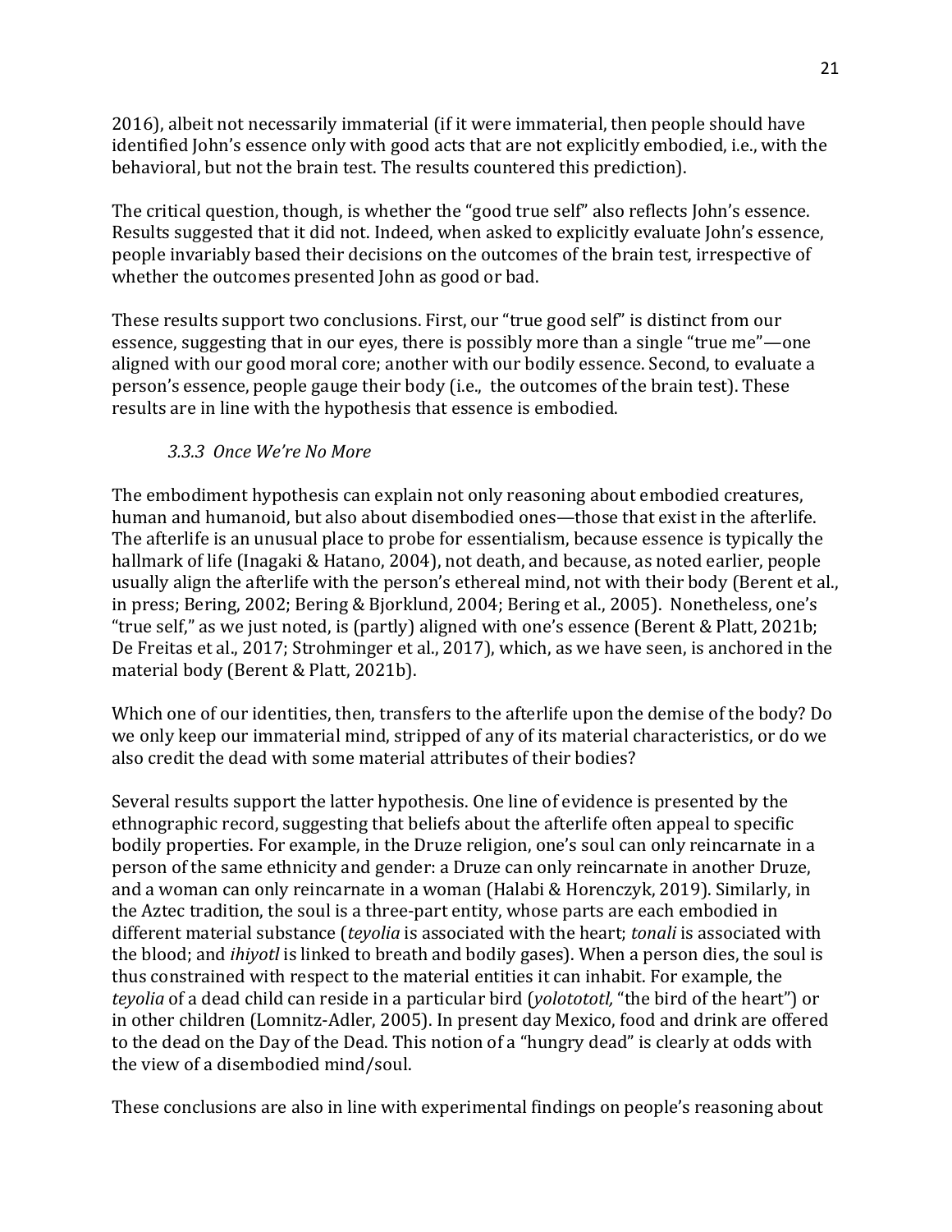2016), albeit not necessarily immaterial (if it were immaterial, then people should have identified John's essence only with good acts that are not explicitly embodied, i.e., with the behavioral, but not the brain test. The results countered this prediction).

The critical question, though, is whether the "good true self" also reflects John's essence. Results suggested that it did not. Indeed, when asked to explicitly evaluate John's essence, people invariably based their decisions on the outcomes of the brain test, irrespective of whether the outcomes presented John as good or bad.

These results support two conclusions. First, our "true good self" is distinct from our essence, suggesting that in our eyes, there is possibly more than a single "true me"—one aligned with our good moral core; another with our bodily essence. Second, to evaluate a person's essence, people gauge their body (i.e., the outcomes of the brain test). These results are in line with the hypothesis that essence is embodied.

#### *3.3.3 Once We're No More*

The embodiment hypothesis can explain not only reasoning about embodied creatures, human and humanoid, but also about disembodied ones—those that exist in the afterlife. The afterlife is an unusual place to probe for essentialism, because essence is typically the hallmark of life (Inagaki & Hatano, 2004), not death, and because, as noted earlier, people usually align the afterlife with the person's ethereal mind, not with their body (Berent et al., in press; Bering, 2002; Bering & Bjorklund, 2004; Bering et al., 2005). Nonetheless, one's "true self," as we just noted, is (partly) aligned with one's essence (Berent & Platt, 2021b; De Freitas et al., 2017; Strohminger et al., 2017), which, as we have seen, is anchored in the material body (Berent & Platt, 2021b).

Which one of our identities, then, transfers to the afterlife upon the demise of the body? Do we only keep our immaterial mind, stripped of any of its material characteristics, or do we also credit the dead with some material attributes of their bodies?

Several results support the latter hypothesis. One line of evidence is presented by the ethnographic record, suggesting that beliefs about the afterlife often appeal to specific bodily properties. For example, in the Druze religion, one's soul can only reincarnate in a person of the same ethnicity and gender: a Druze can only reincarnate in another Druze, and a woman can only reincarnate in a woman (Halabi & Horenczyk, 2019). Similarly, in the Aztec tradition, the soul is a three-part entity, whose parts are each embodied in different material substance (*teyolia* is associated with the heart; *tonali* is associated with the blood; and *ihiyotl* is linked to breath and bodily gases). When a person dies, the soul is thus constrained with respect to the material entities it can inhabit. For example, the *teyolia* of a dead child can reside in a particular bird (*yolototl,* "the bird of the heart") or in other children (Lomnitz-Adler, 2005). In present day Mexico, food and drink are offered to the dead on the Day of the Dead. This notion of a "hungry dead" is clearly at odds with the view of a disembodied mind/soul.

These conclusions are also in line with experimental findings on people's reasoning about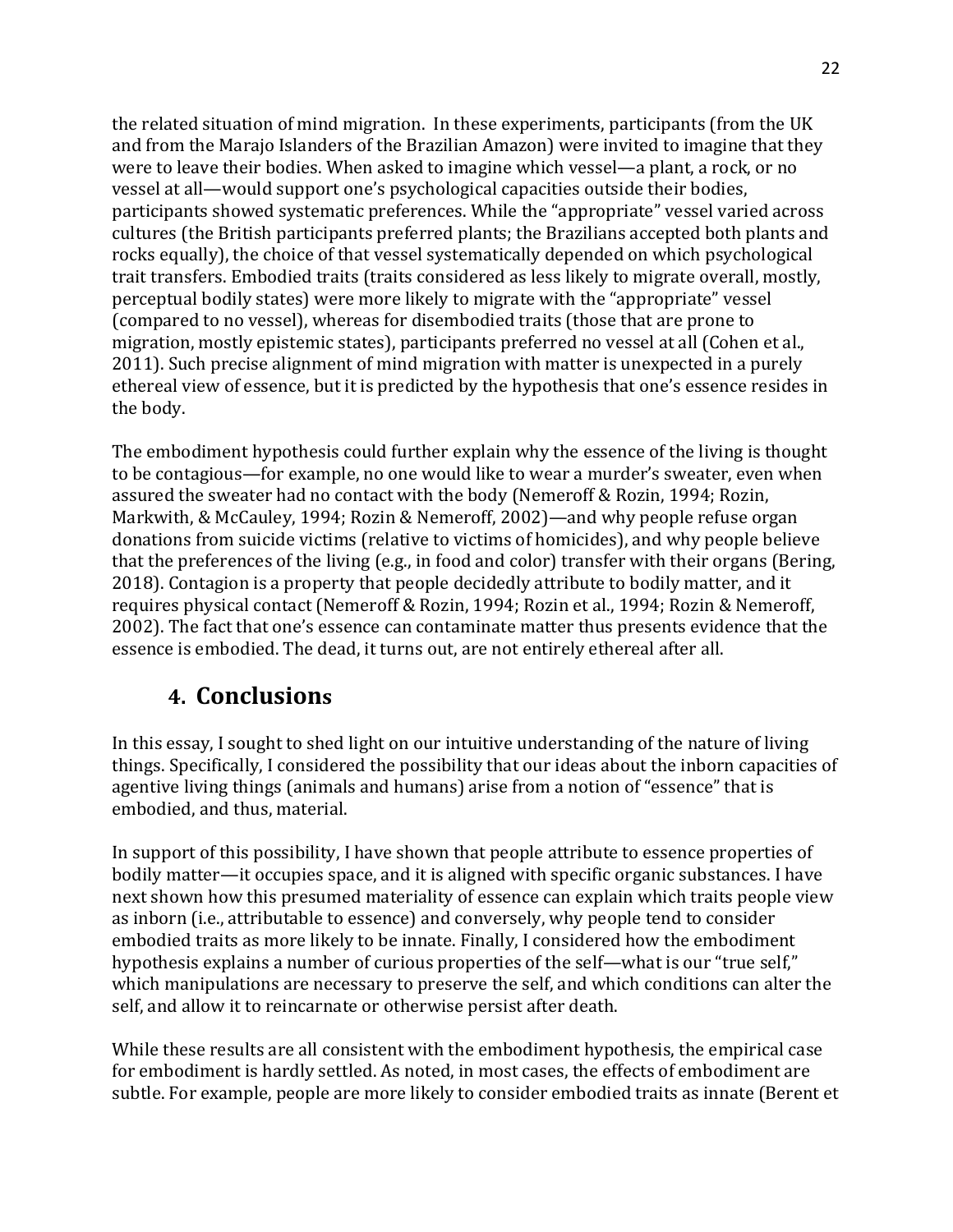the related situation of mind migration. In these experiments, participants (from the UK and from the Marajo Islanders of the Brazilian Amazon) were invited to imagine that they were to leave their bodies. When asked to imagine which vessel—a plant, a rock, or no vessel at all—would support one's psychological capacities outside their bodies, participants showed systematic preferences. While the "appropriate" vessel varied across cultures (the British participants preferred plants; the Brazilians accepted both plants and rocks equally), the choice of that vessel systematically depended on which psychological trait transfers. Embodied traits (traits considered as less likely to migrate overall, mostly, perceptual bodily states) were more likely to migrate with the "appropriate" vessel (compared to no vessel), whereas for disembodied traits (those that are prone to migration, mostly epistemic states), participants preferred no vessel at all (Cohen et al., 2011). Such precise alignment of mind migration with matter is unexpected in a purely ethereal view of essence, but it is predicted by the hypothesis that one's essence resides in the body.

The embodiment hypothesis could further explain why the essence of the living is thought to be contagious—for example, no one would like to wear a murder's sweater, even when assured the sweater had no contact with the body (Nemeroff & Rozin, 1994; Rozin, Markwith, & McCauley, 1994; Rozin & Nemeroff, 2002)—and why people refuse organ donations from suicide victims (relative to victims of homicides), and why people believe that the preferences of the living (e.g., in food and color) transfer with their organs (Bering, 2018). Contagion is a property that people decidedly attribute to bodily matter, and it requires physical contact (Nemeroff & Rozin, 1994; Rozin et al., 1994; Rozin & Nemeroff, 2002). The fact that one's essence can contaminate matter thus presents evidence that the essence is embodied. The dead, it turns out, are not entirely ethereal after all.

## 4. Conclusions

In this essay, I sought to shed light on our intuitive understanding of the nature of living things. Specifically, I considered the possibility that our ideas about the inborn capacities of agentive living things (animals and humans) arise from a notion of "essence" that is embodied, and thus, material.

In support of this possibility, I have shown that people attribute to essence properties of bodily matter—it occupies space, and it is aligned with specific organic substances. I have next shown how this presumed materiality of essence can explain which traits people view as inborn (i.e., attributable to essence) and conversely, why people tend to consider embodied traits as more likely to be innate. Finally, I considered how the embodiment hypothesis explains a number of curious properties of the self—what is our "true self," which manipulations are necessary to preserve the self, and which conditions can alter the self, and allow it to reincarnate or otherwise persist after death.

While these results are all consistent with the embodiment hypothesis, the empirical case for embodiment is hardly settled. As noted, in most cases, the effects of embodiment are subtle. For example, people are more likely to consider embodied traits as innate (Berent et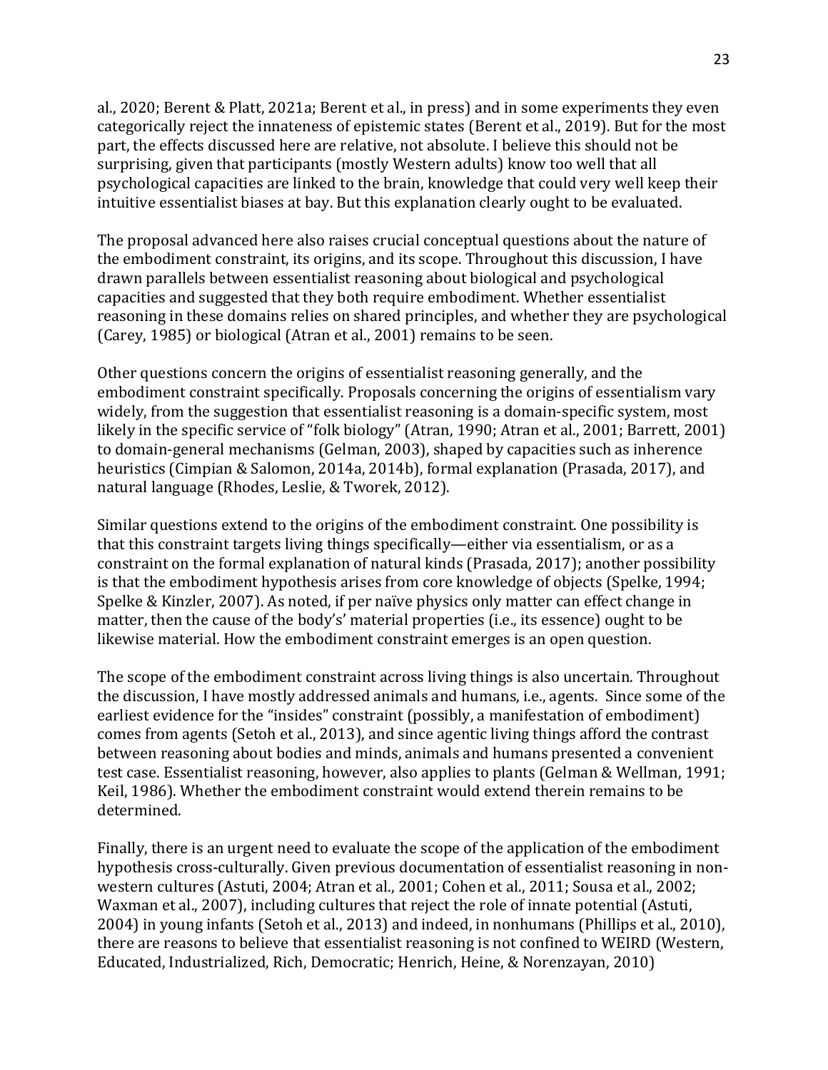al., 2020; Berent & Platt, 2021a; Berent et al., in press) and in some experiments they even categorically reject the innateness of epistemic states (Berent et al., 2019). But for the most part, the effects discussed here are relative, not absolute. I believe this should not be surprising, given that participants (mostly Western adults) know too well that all psychological capacities are linked to the brain, knowledge that could very well keep their intuitive essentialist biases at bay. But this explanation clearly ought to be evaluated.

The proposal advanced here also raises crucial conceptual questions about the nature of the embodiment constraint, its origins, and its scope. Throughout this discussion, I have drawn parallels between essentialist reasoning about biological and psychological capacities and suggested that they both require embodiment. Whether essentialist reasoning in these domains relies on shared principles, and whether they are psychological (Carey, 1985) or biological (Atran et al., 2001) remains to be seen.

Other questions concern the origins of essentialist reasoning generally, and the embodiment constraint specifically. Proposals concerning the origins of essentialism vary widely, from the suggestion that essentialist reasoning is a domain-specific system, most likely in the specific service of "folk biology" (Atran, 1990; Atran et al., 2001; Barrett, 2001) to domain-general mechanisms (Gelman, 2003), shaped by capacities such as inherence heuristics (Cimpian & Salomon, 2014a, 2014b), formal explanation (Prasada, 2017), and natural language (Rhodes, Leslie, & Tworek, 2012).

Similar questions extend to the origins of the embodiment constraint. One possibility is that this constraint targets living things specifically—either via essentialism, or as a constraint on the formal explanation of natural kinds (Prasada, 2017); another possibility is that the embodiment hypothesis arises from core knowledge of objects (Spelke, 1994; Spelke & Kinzler, 2007). As noted, if per naïve physics only matter can effect change in matter, then the cause of the body's' material properties (i.e., its essence) ought to be likewise material. How the embodiment constraint emerges is an open question.

The scope of the embodiment constraint across living things is also uncertain. Throughout the discussion, I have mostly addressed animals and humans, i.e., agents. Since some of the earliest evidence for the "insides" constraint (possibly, a manifestation of embodiment) comes from agents (Setoh et al., 2013), and since agentic living things afford the contrast between reasoning about bodies and minds, animals and humans presented a convenient test case. Essentialist reasoning, however, also applies to plants (Gelman & Wellman, 1991; Keil, 1986). Whether the embodiment constraint would extend therein remains to be determined.

Finally, there is an urgent need to evaluate the scope of the application of the embodiment hypothesis cross-culturally. Given previous documentation of essentialist reasoning in non-western cultures (Astuti, 2004; Atran et al., 2001; Cohen et al., 2011; Sousa et al., 2002; Waxman et al., 2007), including cultures that reject the role of innate potential (Astuti, 2004) in young infants (Setoh et al., 2013) and indeed, in nonhumans (Phillips et al., 2010), there are reasons to believe that essentialist reasoning is not confined to WEIRD (Western, Educated, Industrialized, Rich, Democratic; Henrich, Heine, & Norenzayan, 2010)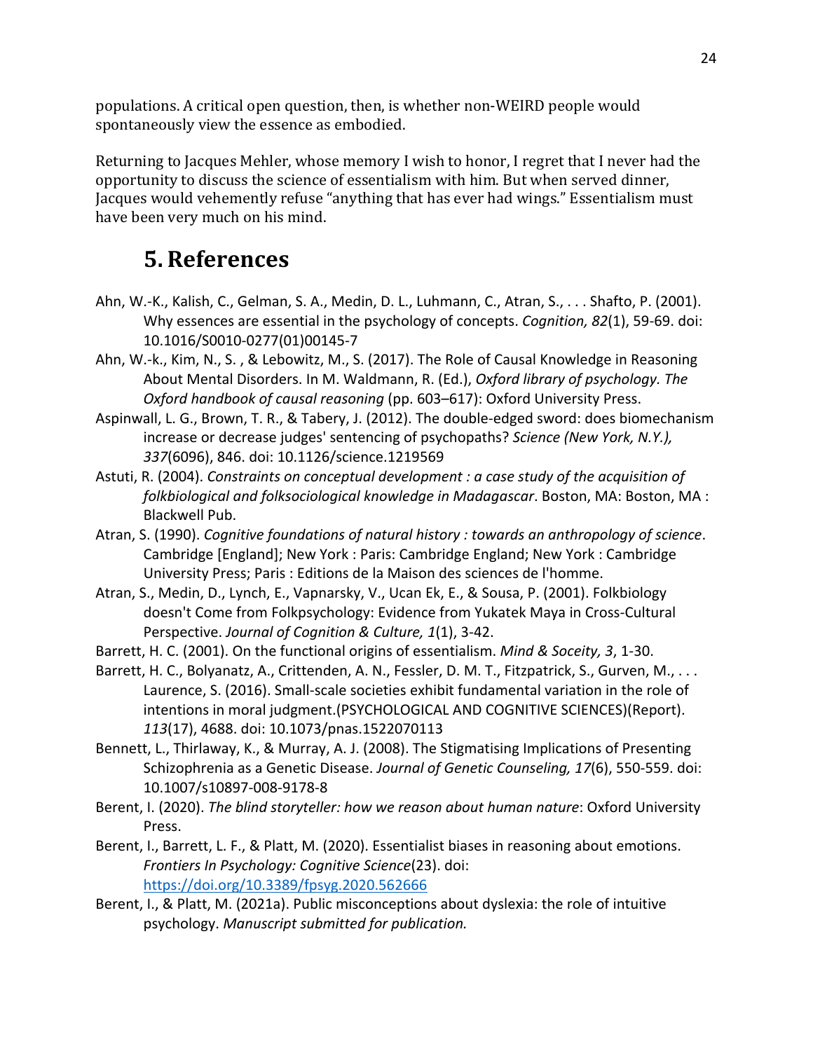populations. A critical open question, then, is whether non-WEIRD people would spontaneously view the essence as embodied.

Returning to Jacques Mehler, whose memory I wish to honor, I regret that I never had the opportunity to discuss the science of essentialism with him. But when served dinner, Jacques would vehemently refuse "anything that has ever had wings." Essentialism must have been very much on his mind.

# 5. References

Ahn, W.-K., Kalish, C., Gelman, S. A., Medin, D. L., Luhmann, C., Atran, S., . . . Shafto, P. (2001). Why essences are essential in the psychology of concepts. *Cognition, 82*(1), 59-69. doi: 10.1016/S0010-0277(01)00145-7

Ahn, W.-k., Kim, N., S. , & Lebowitz, M., S. (2017). The Role of Causal Knowledge in Reasoning About Mental Disorders. In M. Waldmann, R. (Ed.), *Oxford library of psychology. The Oxford handbook of causal reasoning* (pp. 603–617): Oxford University Press.

Aspinwall, L. G., Brown, T. R., & Tabery, J. (2012). The double-edged sword: does biomechanism increase or decrease judges' sentencing of psychopaths? *Science (New York, N.Y.), 337*(6096), 846. doi: 10.1126/science.1219569

Astuti, R. (2004). *Constraints on conceptual development : a case study of the acquisition of folkbiological and folksociological knowledge in Madagascar*. Boston, MA: Boston, MA : Blackwell Pub.

Atran, S. (1990). *Cognitive foundations of natural history : towards an anthropology of science*. Cambridge [England]; New York : Paris: Cambridge England; New York : Cambridge University Press; Paris : Editions de la Maison des sciences de l'homme.

Atran, S., Medin, D., Lynch, E., Vapnarsky, V., Ucan Ek, E., & Sousa, P. (2001). Folkbiology doesn't Come from Folkpsychology: Evidence from Yukatek Maya in Cross-Cultural Perspective. *Journal of Cognition & Culture, 1*(1), 3-42.

Barrett, H. C. (2001). On the functional origins of essentialism. *Mind & Soceity, 3*, 1-30.

Barrett, H. C., Bolyanatz, A., Crittenden, A. N., Fessler, D. M. T., Fitzpatrick, S., Gurven, M., . . . Laurence, S. (2016). Small-scale societies exhibit fundamental variation in the role of intentions in moral judgment.(PSYCHOLOGICAL AND COGNITIVE SCIENCES)(Report). *113*(17), 4688. doi: 10.1073/pnas.1522070113

Bennett, L., Thirlaway, K., & Murray, A. J. (2008). The Stigmatising Implications of Presenting Schizophrenia as a Genetic Disease. *Journal of Genetic Counseling, 17*(6), 550-559. doi: 10.1007/s10897-008-9178-8

Berent, I. (2020). *The blind storyteller: how we reason about human nature*: Oxford University Press.

Berent, I., Barrett, L. F., & Platt, M. (2020). Essentialist biases in reasoning about emotions. *Frontiers In Psychology: Cognitive Science*(23). doi: https://doi.org/10.3389/fpsyg.2020.562666

Berent, I., & Platt, M. (2021a). Public misconceptions about dyslexia: the role of intuitive psychology. *Manuscript submitted for publication.*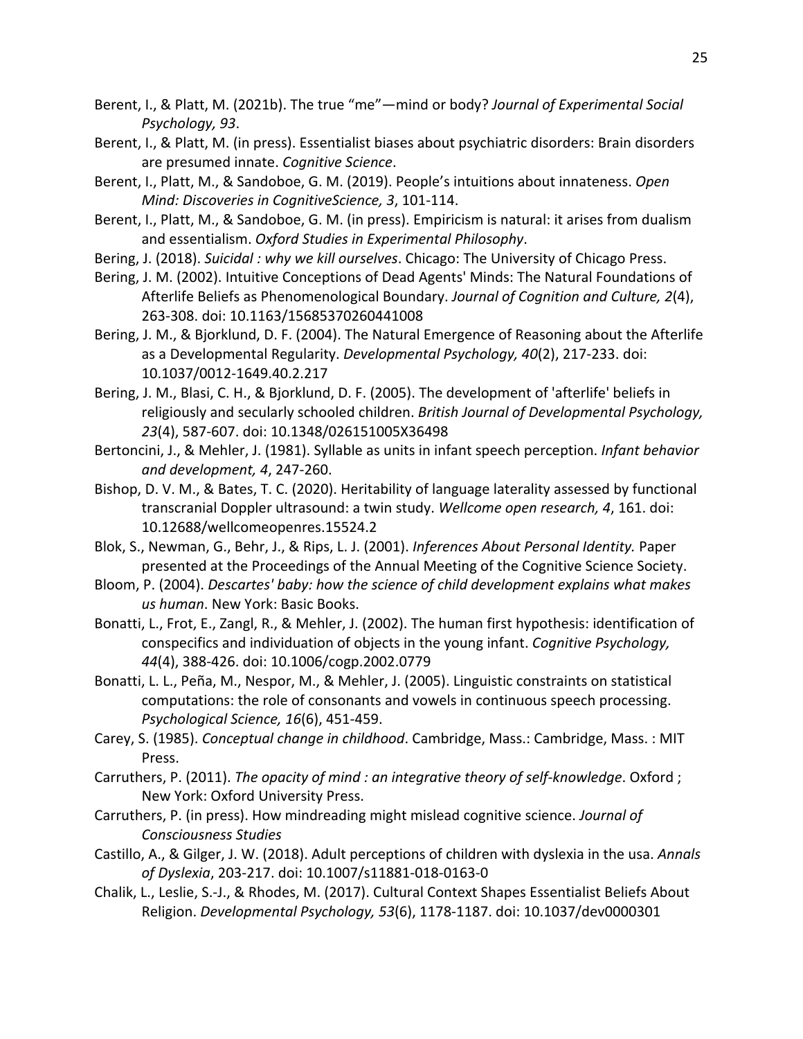Berent, I., & Platt, M. (2021b). The true "me"—mind or body? *Journal of Experimental Social Psychology, 93*.

Berent, I., & Platt, M. (in press). Essentialist biases about psychiatric disorders: Brain disorders are presumed innate. *Cognitive Science*.

Berent, I., Platt, M., & Sandoboe, G. M. (2019). People's intuitions about innateness. *Open Mind: Discoveries in CognitiveScience, 3*, 101-114.

Berent, I., Platt, M., & Sandoboe, G. M. (in press). Empiricism is natural: it arises from dualism and essentialism. *Oxford Studies in Experimental Philosophy*.

Bering, J. (2018). *Suicidal : why we kill ourselves*. Chicago: The University of Chicago Press.

Bering, J. M. (2002). Intuitive Conceptions of Dead Agents' Minds: The Natural Foundations of Afterlife Beliefs as Phenomenological Boundary. *Journal of Cognition and Culture, 2*(4), 263-308. doi: 10.1163/15685370260441008

Bering, J. M., & Bjorklund, D. F. (2004). The Natural Emergence of Reasoning about the Afterlife as a Developmental Regularity. *Developmental Psychology, 40*(2), 217-233. doi: 10.1037/0012-1649.40.2.217

Bering, J. M., Blasi, C. H., & Bjorklund, D. F. (2005). The development of 'afterlife' beliefs in religiously and secularly schooled children. *British Journal of Developmental Psychology, 23*(4), 587-607. doi: 10.1348/026151005X36498

Bertoncini, J., & Mehler, J. (1981). Syllable as units in infant speech perception. *Infant behavior and development, 4*, 247-260.

Bishop, D. V. M., & Bates, T. C. (2020). Heritability of language laterality assessed by functional transcranial Doppler ultrasound: a twin study. *Wellcome open research, 4*, 161. doi: 10.12688/wellcomeopenres.15524.2

Blok, S., Newman, G., Behr, J., & Rips, L. J. (2001). *Inferences About Personal Identity.* Paper presented at the Proceedings of the Annual Meeting of the Cognitive Science Society.

Bloom, P. (2004). *Descartes' baby: how the science of child development explains what makes us human*. New York: Basic Books.

Bonatti, L., Frot, E., Zangl, R., & Mehler, J. (2002). The human first hypothesis: identification of conspecifics and individuation of objects in the young infant. *Cognitive Psychology, 44*(4), 388-426. doi: 10.1006/cogp.2002.0779

Bonatti, L. L., Peña, M., Nespor, M., & Mehler, J. (2005). Linguistic constraints on statistical computations: the role of consonants and vowels in continuous speech processing. *Psychological Science, 16*(6), 451-459.

Carey, S. (1985). *Conceptual change in childhood*. Cambridge, Mass.: Cambridge, Mass. : MIT Press.

Carruthers, P. (2011). *The opacity of mind : an integrative theory of self-knowledge*. Oxford ; New York: Oxford University Press.

Carruthers, P. (in press). How mindreading might mislead cognitive science. *Journal of Consciousness Studies*

Castillo, A., & Gilger, J. W. (2018). Adult perceptions of children with dyslexia in the usa. *Annals of Dyslexia*, 203-217. doi: 10.1007/s11881-018-0163-0

Chalik, L., Leslie, S.-J., & Rhodes, M. (2017). Cultural Context Shapes Essentialist Beliefs About Religion. *Developmental Psychology, 53*(6), 1178-1187. doi: 10.1037/dev0000301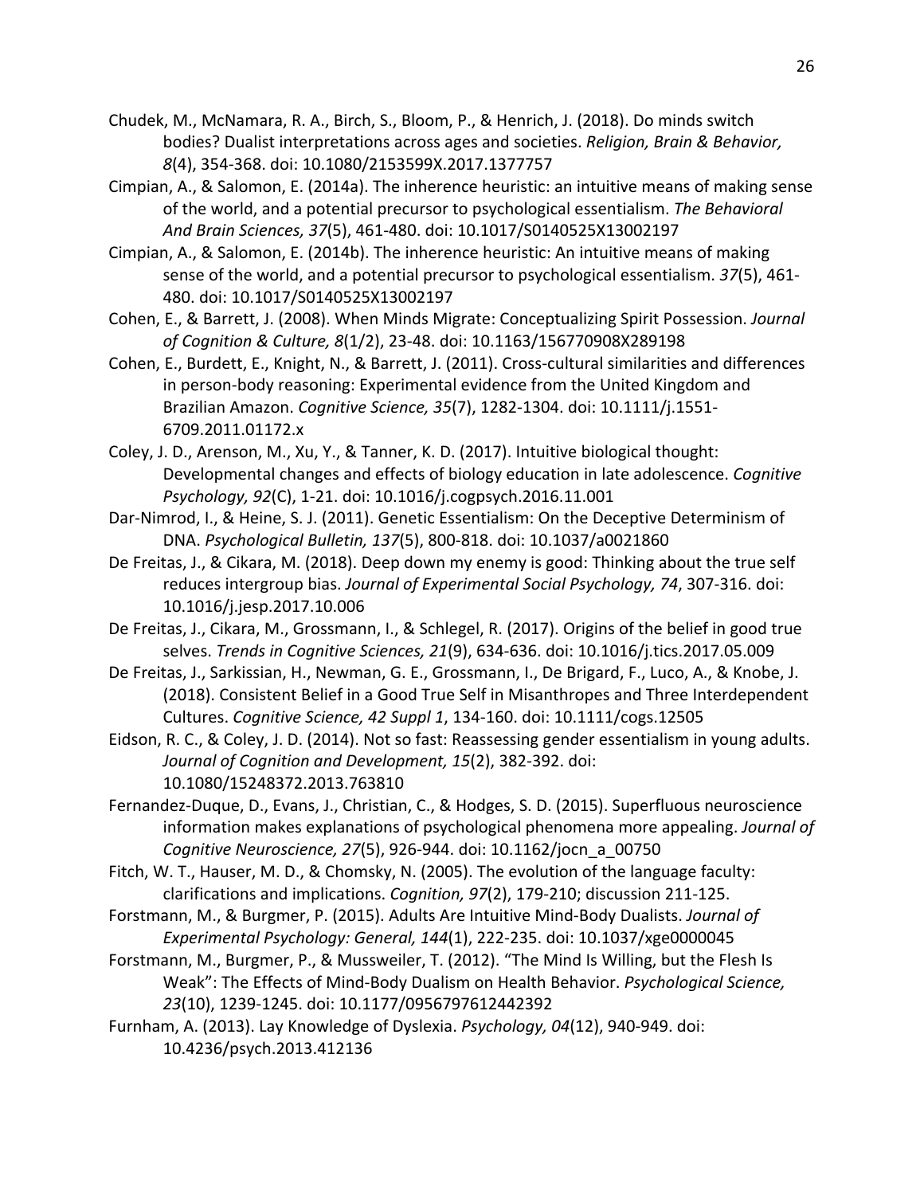Chudek, M., McNamara, R. A., Birch, S., Bloom, P., & Henrich, J. (2018). Do minds switch bodies? Dualist interpretations across ages and societies. *Religion, Brain & Behavior, 8*(4), 354-368. doi: 10.1080/2153599X.2017.1377757

Cimpian, A., & Salomon, E. (2014a). The inherence heuristic: an intuitive means of making sense of the world, and a potential precursor to psychological essentialism. *The Behavioral And Brain Sciences, 37*(5), 461-480. doi: 10.1017/S0140525X13002197

Cimpian, A., & Salomon, E. (2014b). The inherence heuristic: An intuitive means of making sense of the world, and a potential precursor to psychological essentialism. *37*(5), 461-480. doi: 10.1017/S0140525X13002197

Cohen, E., & Barrett, J. (2008). When Minds Migrate: Conceptualizing Spirit Possession. *Journal of Cognition & Culture, 8*(1/2), 23-48. doi: 10.1163/156770908X289198

Cohen, E., Burdett, E., Knight, N., & Barrett, J. (2011). Cross-cultural similarities and differences in person-body reasoning: Experimental evidence from the United Kingdom and Brazilian Amazon. *Cognitive Science, 35*(7), 1282-1304. doi: 10.1111/j.1551-6709.2011.01172.x

Coley, J. D., Arenson, M., Xu, Y., & Tanner, K. D. (2017). Intuitive biological thought: Developmental changes and effects of biology education in late adolescence. *Cognitive Psychology, 92*(C), 1-21. doi: 10.1016/j.cogpsych.2016.11.001

Dar-Nimrod, I., & Heine, S. J. (2011). Genetic Essentialism: On the Deceptive Determinism of DNA. *Psychological Bulletin, 137*(5), 800-818. doi: 10.1037/a0021860

De Freitas, J., & Cikara, M. (2018). Deep down my enemy is good: Thinking about the true self reduces intergroup bias. *Journal of Experimental Social Psychology, 74*, 307-316. doi: 10.1016/j.jesp.2017.10.006

De Freitas, J., Cikara, M., Grossmann, I., & Schlegel, R. (2017). Origins of the belief in good true selves. *Trends in Cognitive Sciences, 21*(9), 634-636. doi: 10.1016/j.tics.2017.05.009

De Freitas, J., Sarkissian, H., Newman, G. E., Grossmann, I., De Brigard, F., Luco, A., & Knobe, J. (2018). Consistent Belief in a Good True Self in Misanthropes and Three Interdependent Cultures. *Cognitive Science, 42 Suppl 1*, 134-160. doi: 10.1111/cogs.12505

Eidson, R. C., & Coley, J. D. (2014). Not so fast: Reassessing gender essentialism in young adults. *Journal of Cognition and Development, 15*(2), 382-392. doi: 10.1080/15248372.2013.763810

Fernandez-Duque, D., Evans, J., Christian, C., & Hodges, S. D. (2015). Superfluous neuroscience information makes explanations of psychological phenomena more appealing. *Journal of Cognitive Neuroscience, 27*(5), 926-944. doi: 10.1162/jocn_a_00750

Fitch, W. T., Hauser, M. D., & Chomsky, N. (2005). The evolution of the language faculty: clarifications and implications. *Cognition, 97*(2), 179-210; discussion 211-125.

Forstmann, M., & Burgmer, P. (2015). Adults Are Intuitive Mind-Body Dualists. *Journal of Experimental Psychology: General, 144*(1), 222-235. doi: 10.1037/xge0000045

Forstmann, M., Burgmer, P., & Mussweiler, T. (2012). "The Mind Is Willing, but the Flesh Is Weak": The Effects of Mind-Body Dualism on Health Behavior. *Psychological Science, 23*(10), 1239-1245. doi: 10.1177/0956797612442392

Furnham, A. (2013). Lay Knowledge of Dyslexia. *Psychology, 04*(12), 940-949. doi: 10.4236/psych.2013.412136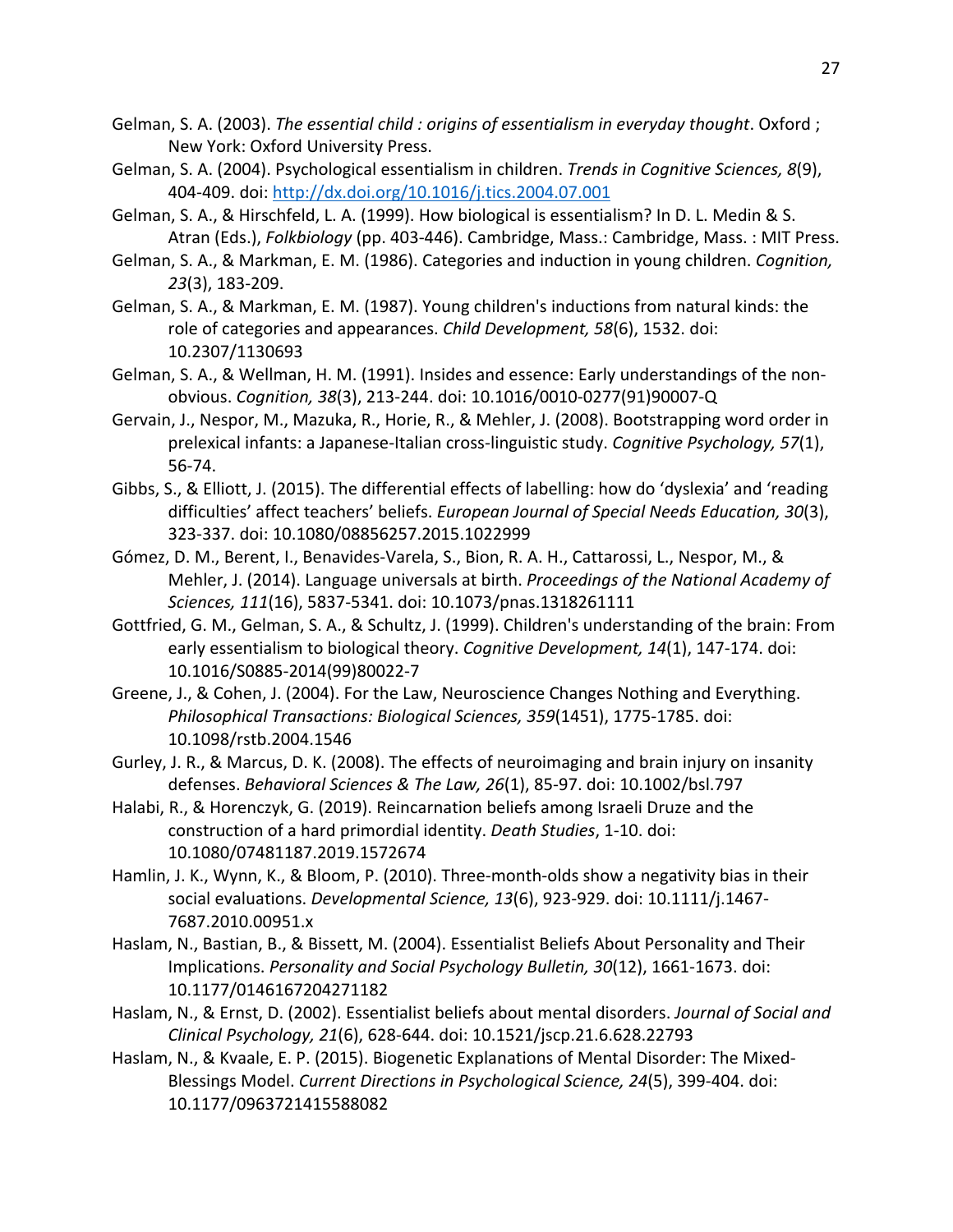Gelman, S. A. (2003). *The essential child : origins of essentialism in everyday thought*. Oxford ; New York: Oxford University Press.

Gelman, S. A. (2004). Psychological essentialism in children. *Trends in Cognitive Sciences, 8*(9), 404-409. doi: http://dx.doi.org/10.1016/j.tics.2004.07.001

Gelman, S. A., & Hirschfeld, L. A. (1999). How biological is essentialism? In D. L. Medin & S. Atran (Eds.), *Folkbiology* (pp. 403-446). Cambridge, Mass.: Cambridge, Mass. : MIT Press.

Gelman, S. A., & Markman, E. M. (1986). Categories and induction in young children. *Cognition, 23*(3), 183-209.

Gelman, S. A., & Markman, E. M. (1987). Young children's inductions from natural kinds: the role of categories and appearances. *Child Development, 58*(6), 1532. doi: 10.2307/1130693

Gelman, S. A., & Wellman, H. M. (1991). Insides and essence: Early understandings of the non-obvious. *Cognition, 38*(3), 213-244. doi: 10.1016/0010-0277(91)90007-Q

Gervain, J., Nespor, M., Mazuka, R., Horie, R., & Mehler, J. (2008). Bootstrapping word order in prelexical infants: a Japanese-Italian cross-linguistic study. *Cognitive Psychology, 57*(1), 56-74.

Gibbs, S., & Elliott, J. (2015). The differential effects of labelling: how do 'dyslexia' and 'reading difficulties' affect teachers' beliefs. *European Journal of Special Needs Education, 30*(3), 323-337. doi: 10.1080/08856257.2015.1022999

Gómez, D. M., Berent, I., Benavides-Varela, S., Bion, R. A. H., Cattarossi, L., Nespor, M., & Mehler, J. (2014). Language universals at birth. *Proceedings of the National Academy of Sciences, 111*(16), 5837-5341. doi: 10.1073/pnas.1318261111

Gottfried, G. M., Gelman, S. A., & Schultz, J. (1999). Children's understanding of the brain: From early essentialism to biological theory. *Cognitive Development, 14*(1), 147-174. doi: 10.1016/S0885-2014(99)80022-7

Greene, J., & Cohen, J. (2004). For the Law, Neuroscience Changes Nothing and Everything. *Philosophical Transactions: Biological Sciences, 359*(1451), 1775-1785. doi: 10.1098/rstb.2004.1546

Gurley, J. R., & Marcus, D. K. (2008). The effects of neuroimaging and brain injury on insanity defenses. *Behavioral Sciences & The Law, 26*(1), 85-97. doi: 10.1002/bsl.797

Halabi, R., & Horenczyk, G. (2019). Reincarnation beliefs among Israeli Druze and the construction of a hard primordial identity. *Death Studies*, 1-10. doi: 10.1080/07481187.2019.1572674

Hamlin, J. K., Wynn, K., & Bloom, P. (2010). Three-month-olds show a negativity bias in their social evaluations. *Developmental Science, 13*(6), 923-929. doi: 10.1111/j.1467-7687.2010.00951.x

Haslam, N., Bastian, B., & Bissett, M. (2004). Essentialist Beliefs About Personality and Their Implications. *Personality and Social Psychology Bulletin, 30*(12), 1661-1673. doi: 10.1177/0146167204271182

Haslam, N., & Ernst, D. (2002). Essentialist beliefs about mental disorders. *Journal of Social and Clinical Psychology, 21*(6), 628-644. doi: 10.1521/jscp.21.6.628.22793

Haslam, N., & Kvaale, E. P. (2015). Biogenetic Explanations of Mental Disorder: The Mixed-Blessings Model. *Current Directions in Psychological Science, 24*(5), 399-404. doi: 10.1177/0963721415588082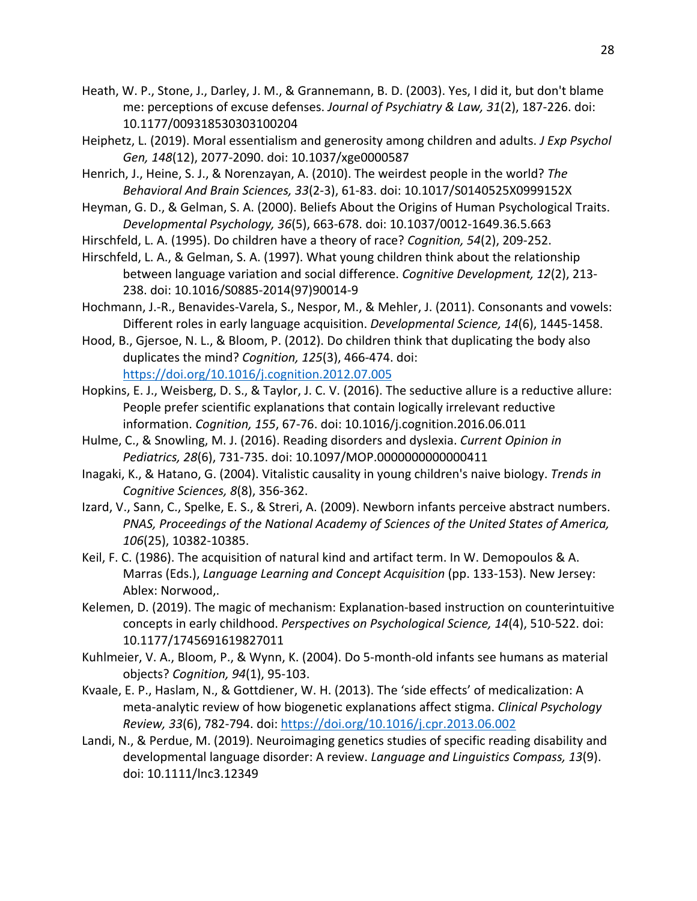Heath, W. P., Stone, J., Darley, J. M., & Grannemann, B. D. (2003). Yes, I did it, but don't blame me: perceptions of excuse defenses. *Journal of Psychiatry & Law, 31*(2), 187-226. doi: 10.1177/009318530303100204

Heiphetz, L. (2019). Moral essentialism and generosity among children and adults. *J Exp Psychol Gen, 148*(12), 2077-2090. doi: 10.1037/xge0000587

Henrich, J., Heine, S. J., & Norenzayan, A. (2010). The weirdest people in the world? *The Behavioral And Brain Sciences, 33*(2-3), 61-83. doi: 10.1017/S0140525X0999152X

Heyman, G. D., & Gelman, S. A. (2000). Beliefs About the Origins of Human Psychological Traits. *Developmental Psychology, 36*(5), 663-678. doi: 10.1037/0012-1649.36.5.663

Hirschfeld, L. A. (1995). Do children have a theory of race? *Cognition, 54*(2), 209-252.

Hirschfeld, L. A., & Gelman, S. A. (1997). What young children think about the relationship between language variation and social difference. *Cognitive Development, 12*(2), 213-238. doi: 10.1016/S0885-2014(97)90014-9

Hochmann, J.-R., Benavides-Varela, S., Nespor, M., & Mehler, J. (2011). Consonants and vowels: Different roles in early language acquisition. *Developmental Science, 14*(6), 1445-1458.

Hood, B., Gjersoe, N. L., & Bloom, P. (2012). Do children think that duplicating the body also duplicates the mind? *Cognition, 125*(3), 466-474. doi: https://doi.org/10.1016/j.cognition.2012.07.005

Hopkins, E. J., Weisberg, D. S., & Taylor, J. C. V. (2016). The seductive allure is a reductive allure: People prefer scientific explanations that contain logically irrelevant reductive information. *Cognition, 155*, 67-76. doi: 10.1016/j.cognition.2016.06.011

Hulme, C., & Snowling, M. J. (2016). Reading disorders and dyslexia. *Current Opinion in Pediatrics, 28*(6), 731-735. doi: 10.1097/MOP.0000000000000411

Inagaki, K., & Hatano, G. (2004). Vitalistic causality in young children's naive biology. *Trends in Cognitive Sciences, 8*(8), 356-362.

Izard, V., Sann, C., Spelke, E. S., & Streri, A. (2009). Newborn infants perceive abstract numbers. *PNAS, Proceedings of the National Academy of Sciences of the United States of America, 106*(25), 10382-10385.

Keil, F. C. (1986). The acquisition of natural kind and artifact term. In W. Demopoulos & A. Marras (Eds.), *Language Learning and Concept Acquisition* (pp. 133-153). New Jersey: Ablex: Norwood,.

Kelemen, D. (2019). The magic of mechanism: Explanation-based instruction on counterintuitive concepts in early childhood. *Perspectives on Psychological Science, 14*(4), 510-522. doi: 10.1177/1745691619827011

Kuhlmeier, V. A., Bloom, P., & Wynn, K. (2004). Do 5-month-old infants see humans as material objects? *Cognition, 94*(1), 95-103.

Kvaale, E. P., Haslam, N., & Gottdiener, W. H. (2013). The 'side effects' of medicalization: A meta-analytic review of how biogenetic explanations affect stigma. *Clinical Psychology Review, 33*(6), 782-794. doi: https://doi.org/10.1016/j.cpr.2013.06.002

Landi, N., & Perdue, M. (2019). Neuroimaging genetics studies of specific reading disability and developmental language disorder: A review. *Language and Linguistics Compass, 13*(9). doi: 10.1111/lnc3.12349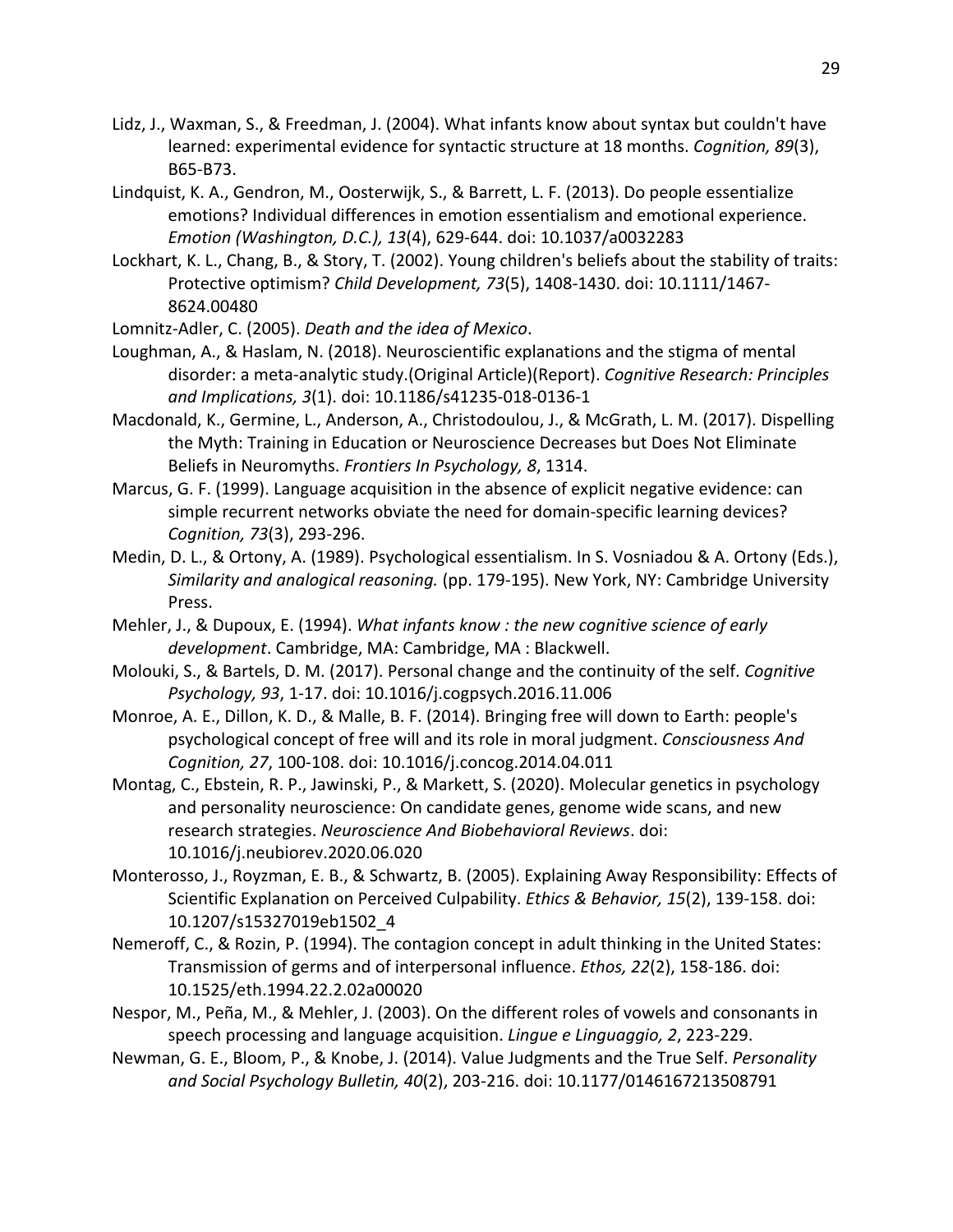Lidz, J., Waxman, S., & Freedman, J. (2004). What infants know about syntax but couldn't have learned: experimental evidence for syntactic structure at 18 months. *Cognition, 89*(3), B65-B73.

Lindquist, K. A., Gendron, M., Oosterwijk, S., & Barrett, L. F. (2013). Do people essentialize emotions? Individual differences in emotion essentialism and emotional experience. *Emotion (Washington, D.C.), 13*(4), 629-644. doi: 10.1037/a0032283

Lockhart, K. L., Chang, B., & Story, T. (2002). Young children's beliefs about the stability of traits: Protective optimism? *Child Development, 73*(5), 1408-1430. doi: 10.1111/1467-8624.00480

Lomnitz-Adler, C. (2005). *Death and the idea of Mexico*.

Loughman, A., & Haslam, N. (2018). Neuroscientific explanations and the stigma of mental disorder: a meta-analytic study.(Original Article)(Report). *Cognitive Research: Principles and Implications, 3*(1). doi: 10.1186/s41235-018-0136-1

Macdonald, K., Germine, L., Anderson, A., Christodoulou, J., & McGrath, L. M. (2017). Dispelling the Myth: Training in Education or Neuroscience Decreases but Does Not Eliminate Beliefs in Neuromyths. *Frontiers In Psychology, 8*, 1314.

Marcus, G. F. (1999). Language acquisition in the absence of explicit negative evidence: can simple recurrent networks obviate the need for domain-specific learning devices? *Cognition, 73*(3), 293-296.

Medin, D. L., & Ortony, A. (1989). Psychological essentialism. In S. Vosniadou & A. Ortony (Eds.), *Similarity and analogical reasoning.* (pp. 179-195). New York, NY: Cambridge University Press.

Mehler, J., & Dupoux, E. (1994). *What infants know : the new cognitive science of early development*. Cambridge, MA: Cambridge, MA : Blackwell.

Molouki, S., & Bartels, D. M. (2017). Personal change and the continuity of the self. *Cognitive Psychology, 93*, 1-17. doi: 10.1016/j.cogpsych.2016.11.006

Monroe, A. E., Dillon, K. D., & Malle, B. F. (2014). Bringing free will down to Earth: people's psychological concept of free will and its role in moral judgment. *Consciousness And Cognition, 27*, 100-108. doi: 10.1016/j.concog.2014.04.011

Montag, C., Ebstein, R. P., Jawinski, P., & Markett, S. (2020). Molecular genetics in psychology and personality neuroscience: On candidate genes, genome wide scans, and new research strategies. *Neuroscience And Biobehavioral Reviews*. doi: 10.1016/j.neubiorev.2020.06.020

Monterosso, J., Royzman, E. B., & Schwartz, B. (2005). Explaining Away Responsibility: Effects of Scientific Explanation on Perceived Culpability. *Ethics & Behavior, 15*(2), 139-158. doi: 10.1207/s15327019eb1502_4

Nemeroff, C., & Rozin, P. (1994). The contagion concept in adult thinking in the United States: Transmission of germs and of interpersonal influence. *Ethos, 22*(2), 158-186. doi: 10.1525/eth.1994.22.2.02a00020

Nespor, M., Peña, M., & Mehler, J. (2003). On the different roles of vowels and consonants in speech processing and language acquisition. *Lingue e Linguaggio, 2*, 223-229.

Newman, G. E., Bloom, P., & Knobe, J. (2014). Value Judgments and the True Self. *Personality and Social Psychology Bulletin, 40*(2), 203-216. doi: 10.1177/0146167213508791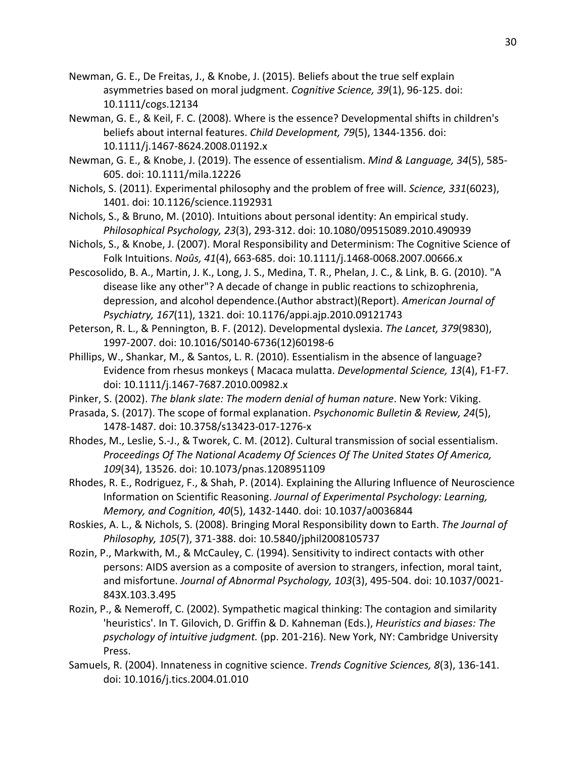Newman, G. E., De Freitas, J., & Knobe, J. (2015). Beliefs about the true self explain asymmetries based on moral judgment. *Cognitive Science, 39*(1), 96-125. doi: 10.1111/cogs.12134

Newman, G. E., & Keil, F. C. (2008). Where is the essence? Developmental shifts in children's beliefs about internal features. *Child Development, 79*(5), 1344-1356. doi: 10.1111/j.1467-8624.2008.01192.x

Newman, G. E., & Knobe, J. (2019). The essence of essentialism. *Mind & Language, 34*(5), 585-605. doi: 10.1111/mila.12226

Nichols, S. (2011). Experimental philosophy and the problem of free will. *Science, 331*(6023), 1401. doi: 10.1126/science.1192931

Nichols, S., & Bruno, M. (2010). Intuitions about personal identity: An empirical study. *Philosophical Psychology, 23*(3), 293-312. doi: 10.1080/09515089.2010.490939

Nichols, S., & Knobe, J. (2007). Moral Responsibility and Determinism: The Cognitive Science of Folk Intuitions. *Noûs, 41*(4), 663-685. doi: 10.1111/j.1468-0068.2007.00666.x

Pescosolido, B. A., Martin, J. K., Long, J. S., Medina, T. R., Phelan, J. C., & Link, B. G. (2010). "A disease like any other"? A decade of change in public reactions to schizophrenia, depression, and alcohol dependence.(Author abstract)(Report). *American Journal of Psychiatry, 167*(11), 1321. doi: 10.1176/appi.ajp.2010.09121743

Peterson, R. L., & Pennington, B. F. (2012). Developmental dyslexia. *The Lancet, 379*(9830), 1997-2007. doi: 10.1016/S0140-6736(12)60198-6

Phillips, W., Shankar, M., & Santos, L. R. (2010). Essentialism in the absence of language? Evidence from rhesus monkeys ( Macaca mulatta. *Developmental Science, 13*(4), F1-F7. doi: 10.1111/j.1467-7687.2010.00982.x

Pinker, S. (2002). *The blank slate: The modern denial of human nature*. New York: Viking.

Prasada, S. (2017). The scope of formal explanation. *Psychonomic Bulletin & Review, 24*(5), 1478-1487. doi: 10.3758/s13423-017-1276-x

Rhodes, M., Leslie, S.-J., & Tworek, C. M. (2012). Cultural transmission of social essentialism. *Proceedings Of The National Academy Of Sciences Of The United States Of America, 109*(34), 13526. doi: 10.1073/pnas.1208951109

Rhodes, R. E., Rodriguez, F., & Shah, P. (2014). Explaining the Alluring Influence of Neuroscience Information on Scientific Reasoning. *Journal of Experimental Psychology: Learning, Memory, and Cognition, 40*(5), 1432-1440. doi: 10.1037/a0036844

Roskies, A. L., & Nichols, S. (2008). Bringing Moral Responsibility down to Earth. *The Journal of Philosophy, 105*(7), 371-388. doi: 10.5840/jphil2008105737

Rozin, P., Markwith, M., & McCauley, C. (1994). Sensitivity to indirect contacts with other persons: AIDS aversion as a composite of aversion to strangers, infection, moral taint, and misfortune. *Journal of Abnormal Psychology, 103*(3), 495-504. doi: 10.1037/0021-843X.103.3.495

Rozin, P., & Nemeroff, C. (2002). Sympathetic magical thinking: The contagion and similarity 'heuristics'. In T. Gilovich, D. Griffin & D. Kahneman (Eds.), *Heuristics and biases: The psychology of intuitive judgment.* (pp. 201-216). New York, NY: Cambridge University Press.

Samuels, R. (2004). Innateness in cognitive science. *Trends Cognitive Sciences, 8*(3), 136-141. doi: 10.1016/j.tics.2004.01.010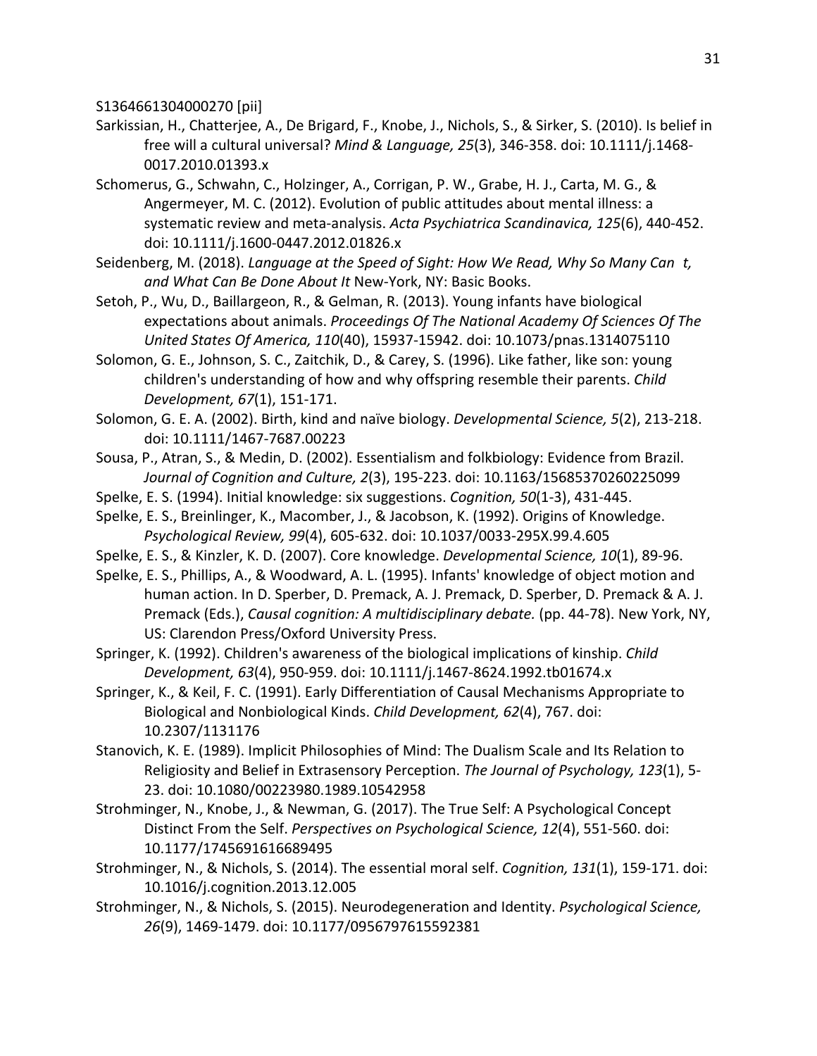S1364661304000270 [pii]

Sarkissian, H., Chatterjee, A., De Brigard, F., Knobe, J., Nichols, S., & Sirker, S. (2010). Is belief in free will a cultural universal? *Mind & Language, 25*(3), 346-358. doi: 10.1111/j.1468-0017.2010.01393.x

Schomerus, G., Schwahn, C., Holzinger, A., Corrigan, P. W., Grabe, H. J., Carta, M. G., & Angermeyer, M. C. (2012). Evolution of public attitudes about mental illness: a systematic review and meta-analysis. *Acta Psychiatrica Scandinavica, 125*(6), 440-452. doi: 10.1111/j.1600-0447.2012.01826.x

Seidenberg, M. (2018). *Language at the Speed of Sight: How We Read, Why So Many Can t, and What Can Be Done About It* New-York, NY: Basic Books.

Setoh, P., Wu, D., Baillargeon, R., & Gelman, R. (2013). Young infants have biological expectations about animals. *Proceedings Of The National Academy Of Sciences Of The United States Of America, 110*(40), 15937-15942. doi: 10.1073/pnas.1314075110

Solomon, G. E., Johnson, S. C., Zaitchik, D., & Carey, S. (1996). Like father, like son: young children's understanding of how and why offspring resemble their parents. *Child Development, 67*(1), 151-171.

Solomon, G. E. A. (2002). Birth, kind and naïve biology. *Developmental Science, 5*(2), 213-218. doi: 10.1111/1467-7687.00223

Sousa, P., Atran, S., & Medin, D. (2002). Essentialism and folkbiology: Evidence from Brazil. *Journal of Cognition and Culture, 2*(3), 195-223. doi: 10.1163/15685370260225099

Spelke, E. S. (1994). Initial knowledge: six suggestions. *Cognition, 50*(1-3), 431-445.

Spelke, E. S., Breinlinger, K., Macomber, J., & Jacobson, K. (1992). Origins of Knowledge. *Psychological Review, 99*(4), 605-632. doi: 10.1037/0033-295X.99.4.605

Spelke, E. S., & Kinzler, K. D. (2007). Core knowledge. *Developmental Science, 10*(1), 89-96.

Spelke, E. S., Phillips, A., & Woodward, A. L. (1995). Infants' knowledge of object motion and human action. In D. Sperber, D. Premack, A. J. Premack, D. Sperber, D. Premack & A. J. Premack (Eds.), *Causal cognition: A multidisciplinary debate.* (pp. 44-78). New York, NY, US: Clarendon Press/Oxford University Press.

Springer, K. (1992). Children's awareness of the biological implications of kinship. *Child Development, 63*(4), 950-959. doi: 10.1111/j.1467-8624.1992.tb01674.x

Springer, K., & Keil, F. C. (1991). Early Differentiation of Causal Mechanisms Appropriate to Biological and Nonbiological Kinds. *Child Development, 62*(4), 767. doi: 10.2307/1131176

Stanovich, K. E. (1989). Implicit Philosophies of Mind: The Dualism Scale and Its Relation to Religiosity and Belief in Extrasensory Perception. *The Journal of Psychology, 123*(1), 5-23. doi: 10.1080/00223980.1989.10542958

Strohminger, N., Knobe, J., & Newman, G. (2017). The True Self: A Psychological Concept Distinct From the Self. *Perspectives on Psychological Science, 12*(4), 551-560. doi: 10.1177/1745691616689495

Strohminger, N., & Nichols, S. (2014). The essential moral self. *Cognition, 131*(1), 159-171. doi: 10.1016/j.cognition.2013.12.005

Strohminger, N., & Nichols, S. (2015). Neurodegeneration and Identity. *Psychological Science, 26*(9), 1469-1479. doi: 10.1177/0956797615592381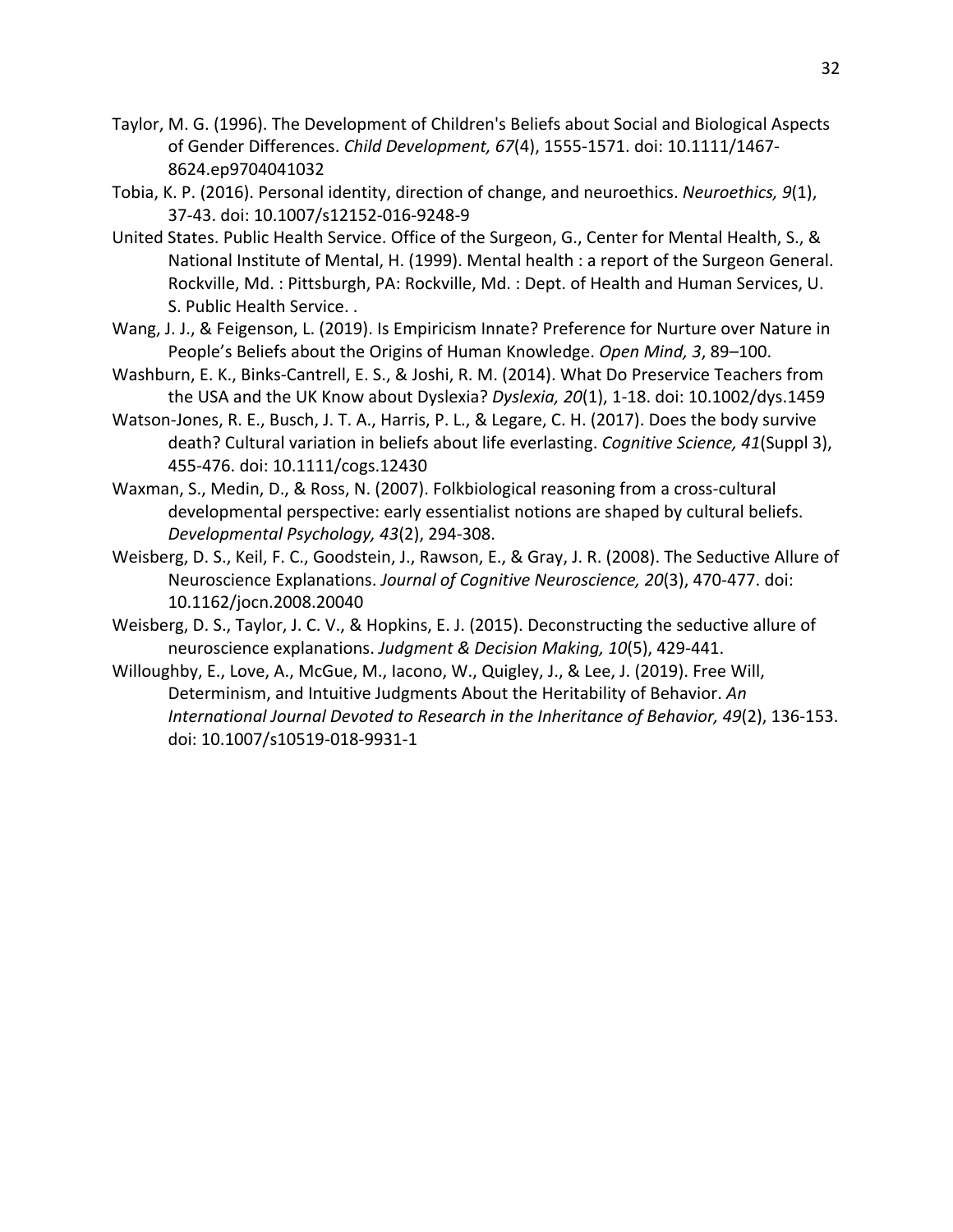Taylor, M. G. (1996). The Development of Children's Beliefs about Social and Biological Aspects of Gender Differences. *Child Development, 67*(4), 1555-1571. doi: 10.1111/1467-8624.ep9704041032

Tobia, K. P. (2016). Personal identity, direction of change, and neuroethics. *Neuroethics, 9*(1), 37-43. doi: 10.1007/s12152-016-9248-9

United States. Public Health Service. Office of the Surgeon, G., Center for Mental Health, S., & National Institute of Mental, H. (1999). Mental health : a report of the Surgeon General. Rockville, Md. : Pittsburgh, PA: Rockville, Md. : Dept. of Health and Human Services, U. S. Public Health Service. .

Wang, J. J., & Feigenson, L. (2019). Is Empiricism Innate? Preference for Nurture over Nature in People's Beliefs about the Origins of Human Knowledge. *Open Mind, 3*, 89–100.

Washburn, E. K., Binks-Cantrell, E. S., & Joshi, R. M. (2014). What Do Preservice Teachers from the USA and the UK Know about Dyslexia? *Dyslexia, 20*(1), 1-18. doi: 10.1002/dys.1459

Watson-Jones, R. E., Busch, J. T. A., Harris, P. L., & Legare, C. H. (2017). Does the body survive death? Cultural variation in beliefs about life everlasting. *Cognitive Science, 41*(Suppl 3), 455-476. doi: 10.1111/cogs.12430

Waxman, S., Medin, D., & Ross, N. (2007). Folkbiological reasoning from a cross-cultural developmental perspective: early essentialist notions are shaped by cultural beliefs. *Developmental Psychology, 43*(2), 294-308.

Weisberg, D. S., Keil, F. C., Goodstein, J., Rawson, E., & Gray, J. R. (2008). The Seductive Allure of Neuroscience Explanations. *Journal of Cognitive Neuroscience, 20*(3), 470-477. doi: 10.1162/jocn.2008.20040

Weisberg, D. S., Taylor, J. C. V., & Hopkins, E. J. (2015). Deconstructing the seductive allure of neuroscience explanations. *Judgment & Decision Making, 10*(5), 429-441.

Willoughby, E., Love, A., McGue, M., Iacono, W., Quigley, J., & Lee, J. (2019). Free Will, Determinism, and Intuitive Judgments About the Heritability of Behavior. *An International Journal Devoted to Research in the Inheritance of Behavior, 49*(2), 136-153. doi: 10.1007/s10519-018-9931-1